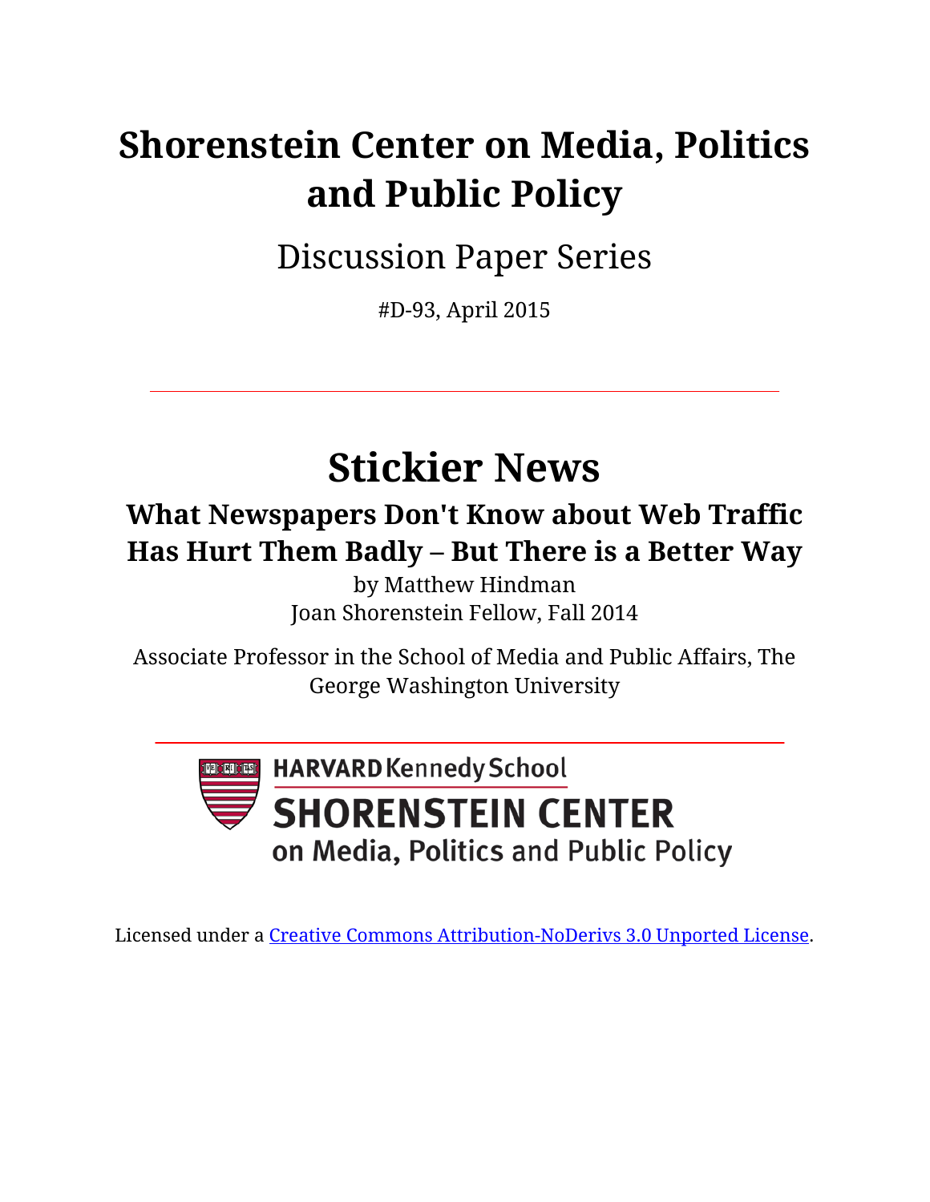# Shorenstein Center on Media, Politics and Public Policy

Discussion Paper Series

#D-93, April 2015

# Stickier News

## What Newspapers Don't Know about Web Traffic Has Hurt Them Badly – But There is a Better Way

by Matthew Hindman
Joan Shorenstein Fellow, Fall 2014

Associate Professor in the School of Media and Public Affairs, The George Washington University

HARVARD Kennedy School
SHORENSTEIN CENTER
on Media, Politics and Public Policy

Licensed under a Creative Commons Attribution-NoDerivs 3.0 Unported License.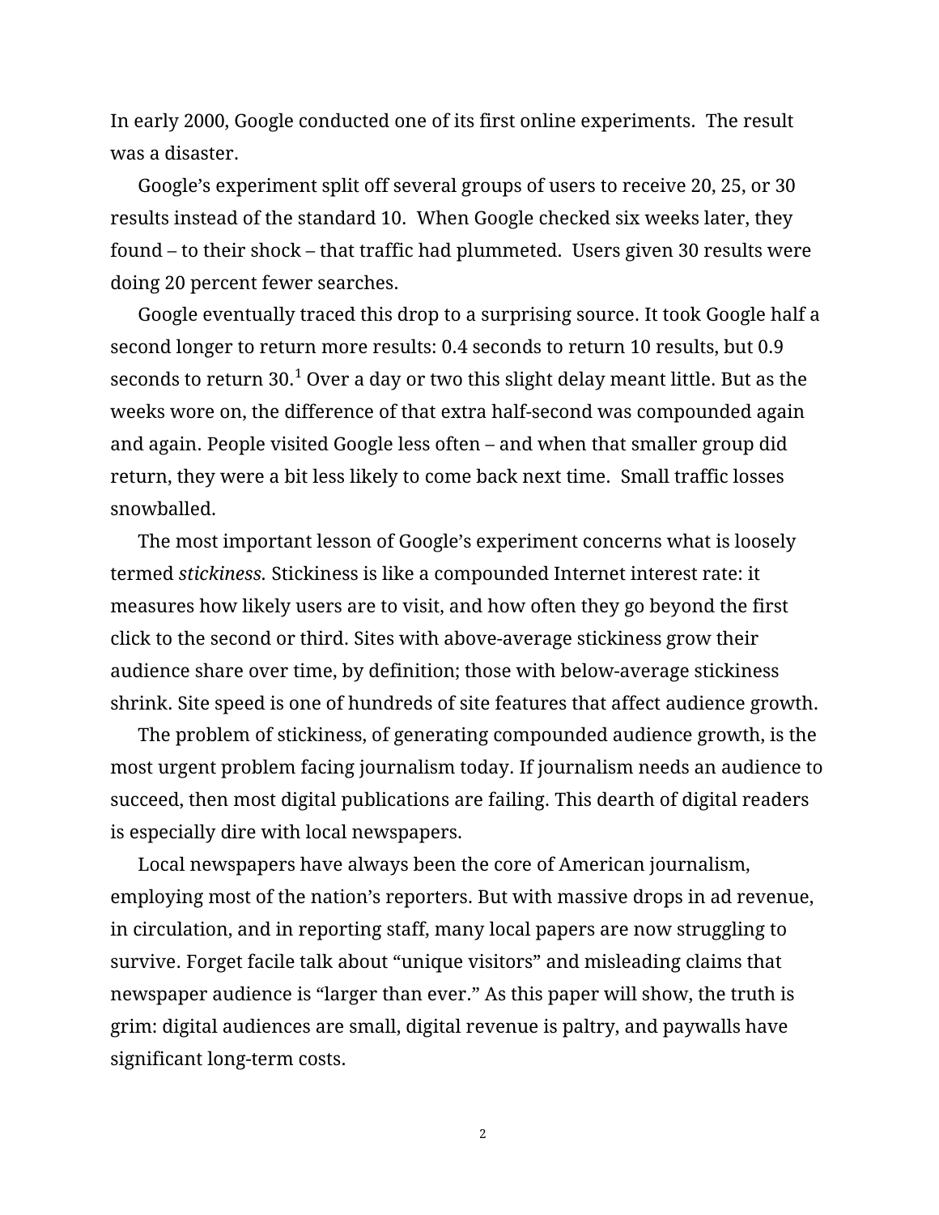In early 2000, Google conducted one of its first online experiments. The result was a disaster.

Google's experiment split off several groups of users to receive 20, 25, or 30 results instead of the standard 10. When Google checked six weeks later, they found – to their shock – that traffic had plummeted. Users given 30 results were doing 20 percent fewer searches.

Google eventually traced this drop to a surprising source. It took Google half a second longer to return more results: 0.4 seconds to return 10 results, but 0.9 seconds to return 30.[1] Over a day or two this slight delay meant little. But as the weeks wore on, the difference of that extra half-second was compounded again and again. People visited Google less often – and when that smaller group did return, they were a bit less likely to come back next time. Small traffic losses snowballed.

The most important lesson of Google's experiment concerns what is loosely termed *stickiness.* Stickiness is like a compounded Internet interest rate: it measures how likely users are to visit, and how often they go beyond the first click to the second or third. Sites with above-average stickiness grow their audience share over time, by definition; those with below-average stickiness shrink. Site speed is one of hundreds of site features that affect audience growth.

The problem of stickiness, of generating compounded audience growth, is the most urgent problem facing journalism today. If journalism needs an audience to succeed, then most digital publications are failing. This dearth of digital readers is especially dire with local newspapers.

Local newspapers have always been the core of American journalism, employing most of the nation's reporters. But with massive drops in ad revenue, in circulation, and in reporting staff, many local papers are now struggling to survive. Forget facile talk about "unique visitors" and misleading claims that newspaper audience is "larger than ever." As this paper will show, the truth is grim: digital audiences are small, digital revenue is paltry, and paywalls have significant long-term costs.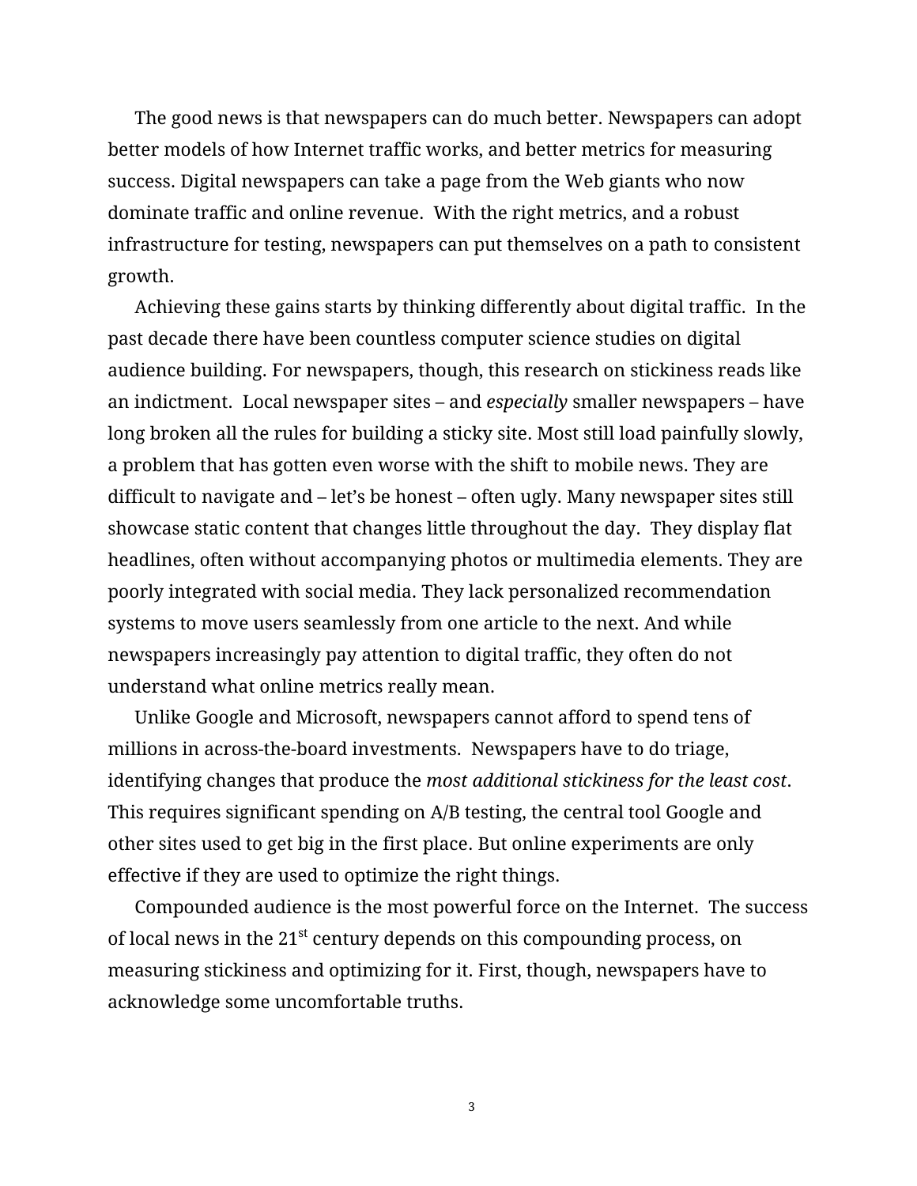The good news is that newspapers can do much better. Newspapers can adopt better models of how Internet traffic works, and better metrics for measuring success. Digital newspapers can take a page from the Web giants who now dominate traffic and online revenue. With the right metrics, and a robust infrastructure for testing, newspapers can put themselves on a path to consistent growth.

Achieving these gains starts by thinking differently about digital traffic. In the past decade there have been countless computer science studies on digital audience building. For newspapers, though, this research on stickiness reads like an indictment. Local newspaper sites – and *especially* smaller newspapers – have long broken all the rules for building a sticky site. Most still load painfully slowly, a problem that has gotten even worse with the shift to mobile news. They are difficult to navigate and – let's be honest – often ugly. Many newspaper sites still showcase static content that changes little throughout the day. They display flat headlines, often without accompanying photos or multimedia elements. They are poorly integrated with social media. They lack personalized recommendation systems to move users seamlessly from one article to the next. And while newspapers increasingly pay attention to digital traffic, they often do not understand what online metrics really mean.

Unlike Google and Microsoft, newspapers cannot afford to spend tens of millions in across-the-board investments. Newspapers have to do triage, identifying changes that produce the *most additional stickiness for the least cost*. This requires significant spending on A/B testing, the central tool Google and other sites used to get big in the first place. But online experiments are only effective if they are used to optimize the right things.

Compounded audience is the most powerful force on the Internet. The success of local news in the 21st century depends on this compounding process, on measuring stickiness and optimizing for it. First, though, newspapers have to acknowledge some uncomfortable truths.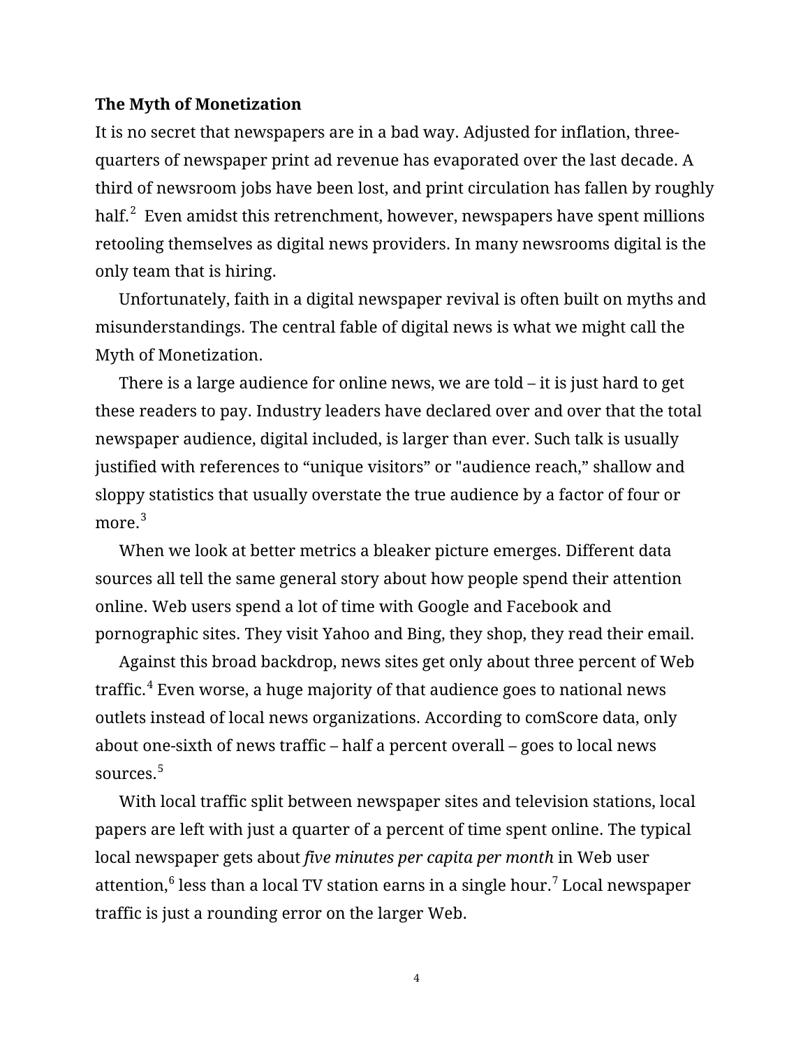**The Myth of Monetization**

It is no secret that newspapers are in a bad way. Adjusted for inflation, three-quarters of newspaper print ad revenue has evaporated over the last decade. A third of newsroom jobs have been lost, and print circulation has fallen by roughly half.[2] Even amidst this retrenchment, however, newspapers have spent millions retooling themselves as digital news providers. In many newsrooms digital is the only team that is hiring.

Unfortunately, faith in a digital newspaper revival is often built on myths and misunderstandings. The central fable of digital news is what we might call the Myth of Monetization.

There is a large audience for online news, we are told – it is just hard to get these readers to pay. Industry leaders have declared over and over that the total newspaper audience, digital included, is larger than ever. Such talk is usually justified with references to "unique visitors" or "audience reach," shallow and sloppy statistics that usually overstate the true audience by a factor of four or more.[3]

When we look at better metrics a bleaker picture emerges. Different data sources all tell the same general story about how people spend their attention online. Web users spend a lot of time with Google and Facebook and pornographic sites. They visit Yahoo and Bing, they shop, they read their email.

Against this broad backdrop, news sites get only about three percent of Web traffic.[4] Even worse, a huge majority of that audience goes to national news outlets instead of local news organizations. According to comScore data, only about one-sixth of news traffic – half a percent overall – goes to local news sources.[5]

With local traffic split between newspaper sites and television stations, local papers are left with just a quarter of a percent of time spent online. The typical local newspaper gets about *five minutes per capita per month* in Web user attention,[6] less than a local TV station earns in a single hour.[7] Local newspaper traffic is just a rounding error on the larger Web.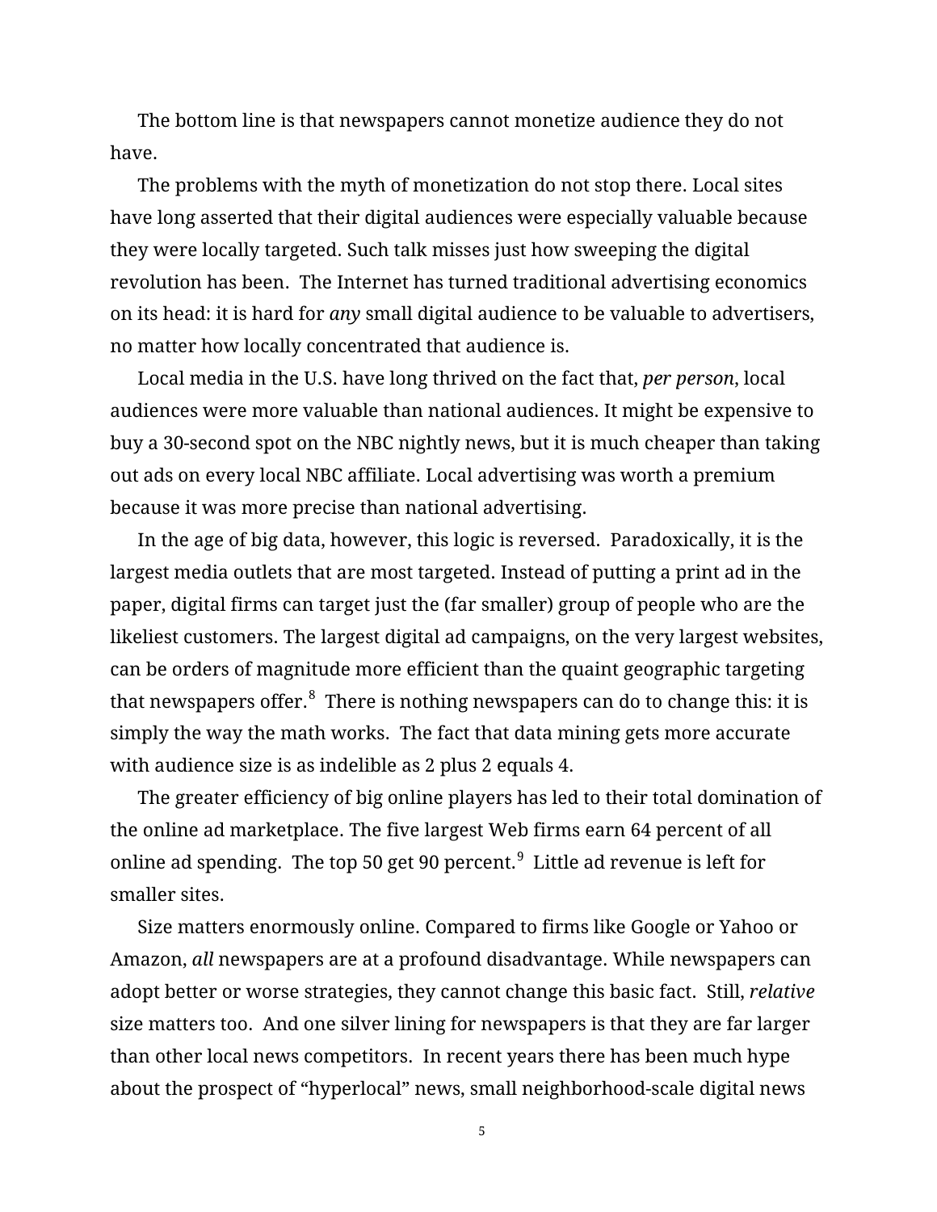The bottom line is that newspapers cannot monetize audience they do not have.

The problems with the myth of monetization do not stop there. Local sites have long asserted that their digital audiences were especially valuable because they were locally targeted. Such talk misses just how sweeping the digital revolution has been. The Internet has turned traditional advertising economics on its head: it is hard for *any* small digital audience to be valuable to advertisers, no matter how locally concentrated that audience is.

Local media in the U.S. have long thrived on the fact that, *per person*, local audiences were more valuable than national audiences. It might be expensive to buy a 30-second spot on the NBC nightly news, but it is much cheaper than taking out ads on every local NBC affiliate. Local advertising was worth a premium because it was more precise than national advertising.

In the age of big data, however, this logic is reversed. Paradoxically, it is the largest media outlets that are most targeted. Instead of putting a print ad in the paper, digital firms can target just the (far smaller) group of people who are the likeliest customers. The largest digital ad campaigns, on the very largest websites, can be orders of magnitude more efficient than the quaint geographic targeting that newspapers offer.[8] There is nothing newspapers can do to change this: it is simply the way the math works. The fact that data mining gets more accurate with audience size is as indelible as 2 plus 2 equals 4.

The greater efficiency of big online players has led to their total domination of the online ad marketplace. The five largest Web firms earn 64 percent of all online ad spending. The top 50 get 90 percent.[9] Little ad revenue is left for smaller sites.

Size matters enormously online. Compared to firms like Google or Yahoo or Amazon, *all* newspapers are at a profound disadvantage. While newspapers can adopt better or worse strategies, they cannot change this basic fact. Still, *relative* size matters too. And one silver lining for newspapers is that they are far larger than other local news competitors. In recent years there has been much hype about the prospect of "hyperlocal" news, small neighborhood-scale digital news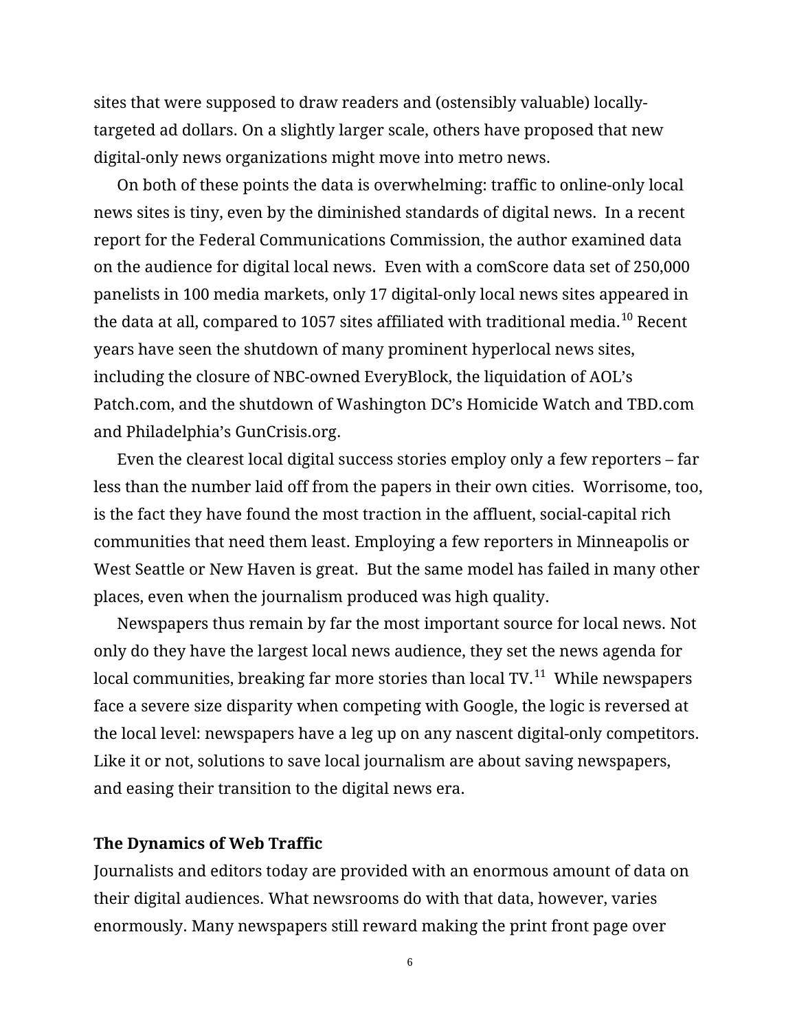sites that were supposed to draw readers and (ostensibly valuable) locally-targeted ad dollars. On a slightly larger scale, others have proposed that new digital-only news organizations might move into metro news.

On both of these points the data is overwhelming: traffic to online-only local news sites is tiny, even by the diminished standards of digital news. In a recent report for the Federal Communications Commission, the author examined data on the audience for digital local news. Even with a comScore data set of 250,000 panelists in 100 media markets, only 17 digital-only local news sites appeared in the data at all, compared to 1057 sites affiliated with traditional media.[10] Recent years have seen the shutdown of many prominent hyperlocal news sites, including the closure of NBC-owned EveryBlock, the liquidation of AOL's Patch.com, and the shutdown of Washington DC's Homicide Watch and TBD.com and Philadelphia's GunCrisis.org.

Even the clearest local digital success stories employ only a few reporters – far less than the number laid off from the papers in their own cities. Worrisome, too, is the fact they have found the most traction in the affluent, social-capital rich communities that need them least. Employing a few reporters in Minneapolis or West Seattle or New Haven is great. But the same model has failed in many other places, even when the journalism produced was high quality.

Newspapers thus remain by far the most important source for local news. Not only do they have the largest local news audience, they set the news agenda for local communities, breaking far more stories than local TV.[11] While newspapers face a severe size disparity when competing with Google, the logic is reversed at the local level: newspapers have a leg up on any nascent digital-only competitors. Like it or not, solutions to save local journalism are about saving newspapers, and easing their transition to the digital news era.

**The Dynamics of Web Traffic**

Journalists and editors today are provided with an enormous amount of data on their digital audiences. What newsrooms do with that data, however, varies enormously. Many newspapers still reward making the print front page over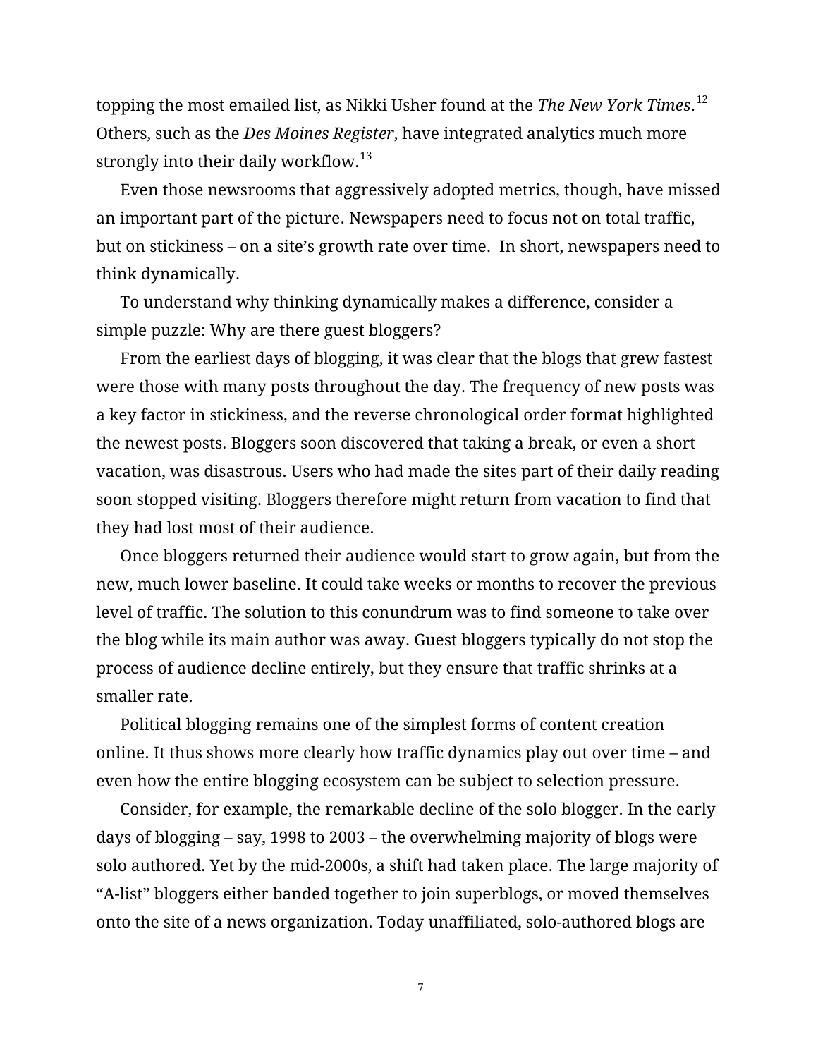topping the most emailed list, as Nikki Usher found at the *The New York Times*.[12] Others, such as the *Des Moines Register*, have integrated analytics much more strongly into their daily workflow.[13]

Even those newsrooms that aggressively adopted metrics, though, have missed an important part of the picture. Newspapers need to focus not on total traffic, but on stickiness – on a site's growth rate over time. In short, newspapers need to think dynamically.

To understand why thinking dynamically makes a difference, consider a simple puzzle: Why are there guest bloggers?

From the earliest days of blogging, it was clear that the blogs that grew fastest were those with many posts throughout the day. The frequency of new posts was a key factor in stickiness, and the reverse chronological order format highlighted the newest posts. Bloggers soon discovered that taking a break, or even a short vacation, was disastrous. Users who had made the sites part of their daily reading soon stopped visiting. Bloggers therefore might return from vacation to find that they had lost most of their audience.

Once bloggers returned their audience would start to grow again, but from the new, much lower baseline. It could take weeks or months to recover the previous level of traffic. The solution to this conundrum was to find someone to take over the blog while its main author was away. Guest bloggers typically do not stop the process of audience decline entirely, but they ensure that traffic shrinks at a smaller rate.

Political blogging remains one of the simplest forms of content creation online. It thus shows more clearly how traffic dynamics play out over time – and even how the entire blogging ecosystem can be subject to selection pressure.

Consider, for example, the remarkable decline of the solo blogger. In the early days of blogging – say, 1998 to 2003 – the overwhelming majority of blogs were solo authored. Yet by the mid-2000s, a shift had taken place. The large majority of "A-list" bloggers either banded together to join superblogs, or moved themselves onto the site of a news organization. Today unaffiliated, solo-authored blogs are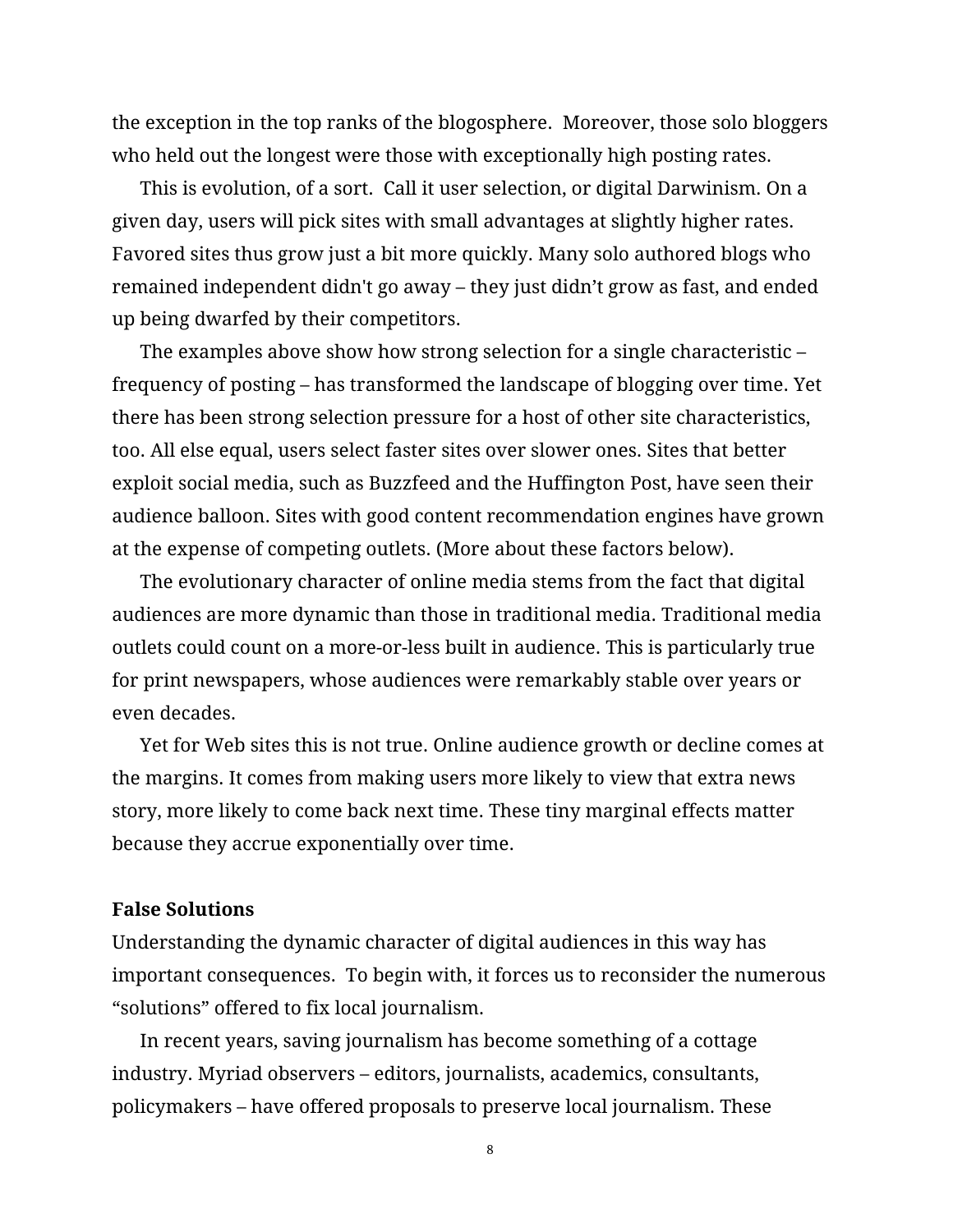the exception in the top ranks of the blogosphere. Moreover, those solo bloggers who held out the longest were those with exceptionally high posting rates.

This is evolution, of a sort. Call it user selection, or digital Darwinism. On a given day, users will pick sites with small advantages at slightly higher rates. Favored sites thus grow just a bit more quickly. Many solo authored blogs who remained independent didn't go away – they just didn't grow as fast, and ended up being dwarfed by their competitors.

The examples above show how strong selection for a single characteristic – frequency of posting – has transformed the landscape of blogging over time. Yet there has been strong selection pressure for a host of other site characteristics, too. All else equal, users select faster sites over slower ones. Sites that better exploit social media, such as Buzzfeed and the Huffington Post, have seen their audience balloon. Sites with good content recommendation engines have grown at the expense of competing outlets. (More about these factors below).

The evolutionary character of online media stems from the fact that digital audiences are more dynamic than those in traditional media. Traditional media outlets could count on a more-or-less built in audience. This is particularly true for print newspapers, whose audiences were remarkably stable over years or even decades.

Yet for Web sites this is not true. Online audience growth or decline comes at the margins. It comes from making users more likely to view that extra news story, more likely to come back next time. These tiny marginal effects matter because they accrue exponentially over time.

**False Solutions**

Understanding the dynamic character of digital audiences in this way has important consequences. To begin with, it forces us to reconsider the numerous "solutions" offered to fix local journalism.

In recent years, saving journalism has become something of a cottage industry. Myriad observers – editors, journalists, academics, consultants, policymakers – have offered proposals to preserve local journalism. These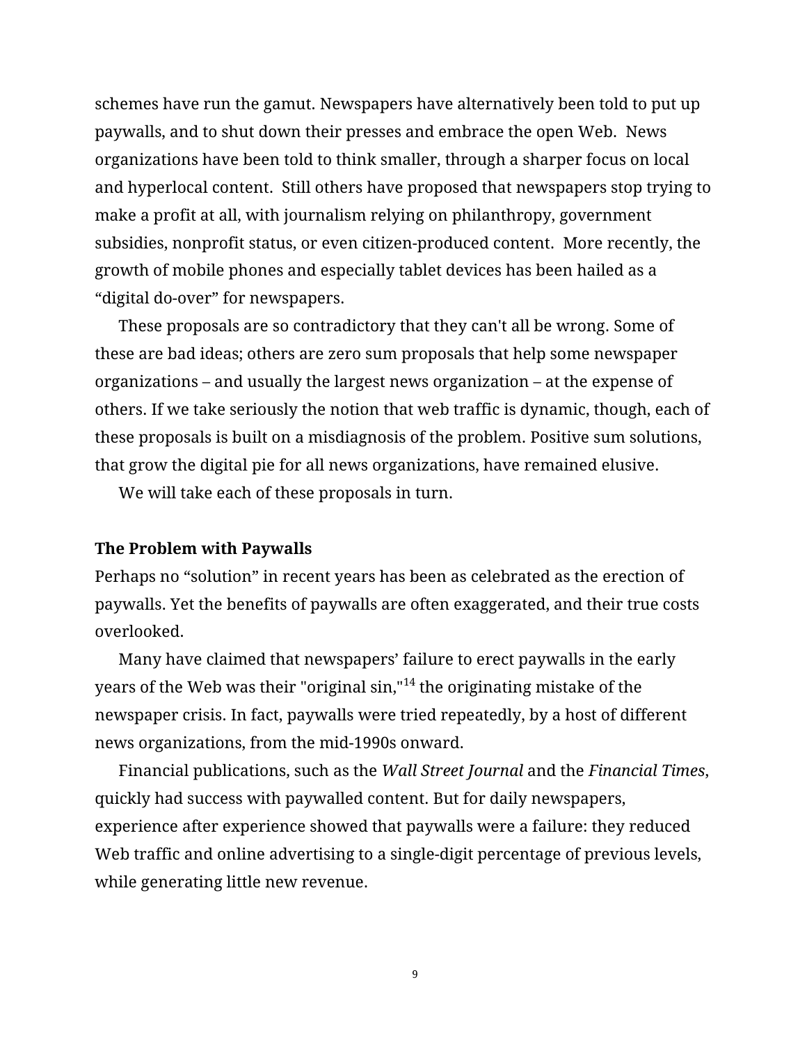schemes have run the gamut. Newspapers have alternatively been told to put up paywalls, and to shut down their presses and embrace the open Web. News organizations have been told to think smaller, through a sharper focus on local and hyperlocal content. Still others have proposed that newspapers stop trying to make a profit at all, with journalism relying on philanthropy, government subsidies, nonprofit status, or even citizen-produced content. More recently, the growth of mobile phones and especially tablet devices has been hailed as a "digital do-over" for newspapers.

These proposals are so contradictory that they can't all be wrong. Some of these are bad ideas; others are zero sum proposals that help some newspaper organizations – and usually the largest news organization – at the expense of others. If we take seriously the notion that web traffic is dynamic, though, each of these proposals is built on a misdiagnosis of the problem. Positive sum solutions, that grow the digital pie for all news organizations, have remained elusive.

We will take each of these proposals in turn.

**The Problem with Paywalls**

Perhaps no "solution" in recent years has been as celebrated as the erection of paywalls. Yet the benefits of paywalls are often exaggerated, and their true costs overlooked.

Many have claimed that newspapers' failure to erect paywalls in the early years of the Web was their "original sin,"[14] the originating mistake of the newspaper crisis. In fact, paywalls were tried repeatedly, by a host of different news organizations, from the mid-1990s onward.

Financial publications, such as the *Wall Street Journal* and the *Financial Times*, quickly had success with paywalled content. But for daily newspapers, experience after experience showed that paywalls were a failure: they reduced Web traffic and online advertising to a single-digit percentage of previous levels, while generating little new revenue.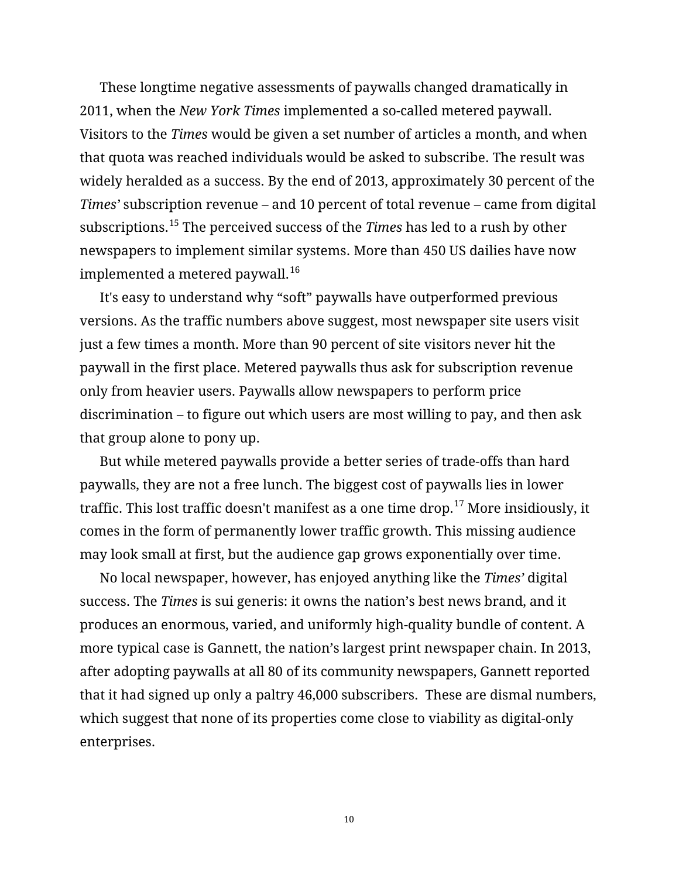These longtime negative assessments of paywalls changed dramatically in 2011, when the *New York Times* implemented a so-called metered paywall. Visitors to the *Times* would be given a set number of articles a month, and when that quota was reached individuals would be asked to subscribe. The result was widely heralded as a success. By the end of 2013, approximately 30 percent of the *Times*' subscription revenue – and 10 percent of total revenue – came from digital subscriptions.[15] The perceived success of the *Times* has led to a rush by other newspapers to implement similar systems. More than 450 US dailies have now implemented a metered paywall.[16]

It's easy to understand why "soft" paywalls have outperformed previous versions. As the traffic numbers above suggest, most newspaper site users visit just a few times a month. More than 90 percent of site visitors never hit the paywall in the first place. Metered paywalls thus ask for subscription revenue only from heavier users. Paywalls allow newspapers to perform price discrimination – to figure out which users are most willing to pay, and then ask that group alone to pony up.

But while metered paywalls provide a better series of trade-offs than hard paywalls, they are not a free lunch. The biggest cost of paywalls lies in lower traffic. This lost traffic doesn't manifest as a one time drop.[17] More insidiously, it comes in the form of permanently lower traffic growth. This missing audience may look small at first, but the audience gap grows exponentially over time.

No local newspaper, however, has enjoyed anything like the *Times'* digital success. The *Times* is sui generis: it owns the nation's best news brand, and it produces an enormous, varied, and uniformly high-quality bundle of content. A more typical case is Gannett, the nation's largest print newspaper chain. In 2013, after adopting paywalls at all 80 of its community newspapers, Gannett reported that it had signed up only a paltry 46,000 subscribers. These are dismal numbers, which suggest that none of its properties come close to viability as digital-only enterprises.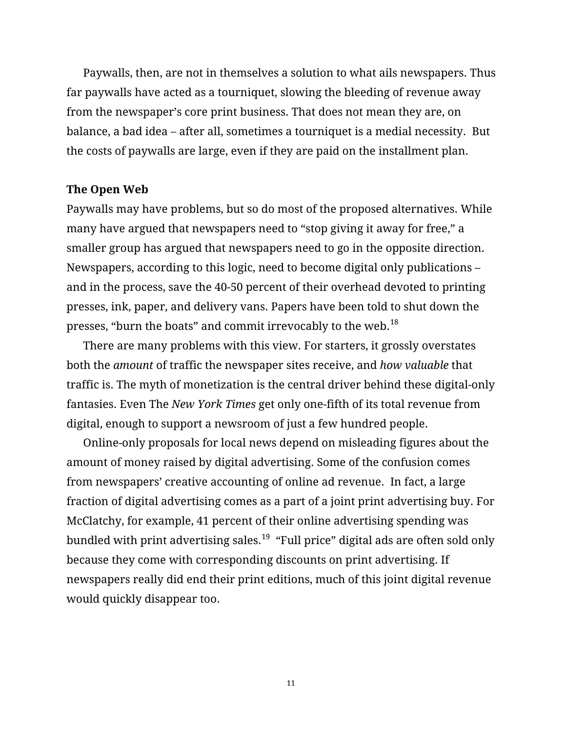Paywalls, then, are not in themselves a solution to what ails newspapers. Thus far paywalls have acted as a tourniquet, slowing the bleeding of revenue away from the newspaper's core print business. That does not mean they are, on balance, a bad idea – after all, sometimes a tourniquet is a medial necessity. But the costs of paywalls are large, even if they are paid on the installment plan.

**The Open Web**

Paywalls may have problems, but so do most of the proposed alternatives. While many have argued that newspapers need to "stop giving it away for free," a smaller group has argued that newspapers need to go in the opposite direction. Newspapers, according to this logic, need to become digital only publications – and in the process, save the 40-50 percent of their overhead devoted to printing presses, ink, paper, and delivery vans. Papers have been told to shut down the presses, "burn the boats" and commit irrevocably to the web.[18]

There are many problems with this view. For starters, it grossly overstates both the *amount* of traffic the newspaper sites receive, and *how valuable* that traffic is. The myth of monetization is the central driver behind these digital-only fantasies. Even The *New York Times* get only one-fifth of its total revenue from digital, enough to support a newsroom of just a few hundred people.

Online-only proposals for local news depend on misleading figures about the amount of money raised by digital advertising. Some of the confusion comes from newspapers' creative accounting of online ad revenue. In fact, a large fraction of digital advertising comes as a part of a joint print advertising buy. For McClatchy, for example, 41 percent of their online advertising spending was bundled with print advertising sales.[19] "Full price" digital ads are often sold only because they come with corresponding discounts on print advertising. If newspapers really did end their print editions, much of this joint digital revenue would quickly disappear too.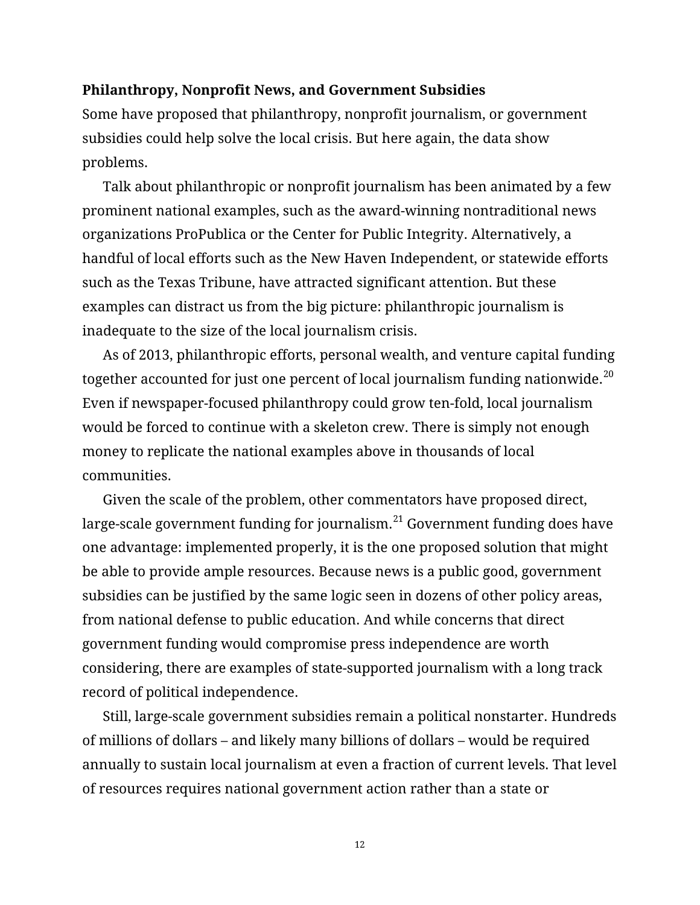**Philanthropy, Nonprofit News, and Government Subsidies**

Some have proposed that philanthropy, nonprofit journalism, or government subsidies could help solve the local crisis. But here again, the data show problems.

Talk about philanthropic or nonprofit journalism has been animated by a few prominent national examples, such as the award-winning nontraditional news organizations ProPublica or the Center for Public Integrity. Alternatively, a handful of local efforts such as the New Haven Independent, or statewide efforts such as the Texas Tribune, have attracted significant attention. But these examples can distract us from the big picture: philanthropic journalism is inadequate to the size of the local journalism crisis.

As of 2013, philanthropic efforts, personal wealth, and venture capital funding together accounted for just one percent of local journalism funding nationwide.[20] Even if newspaper-focused philanthropy could grow ten-fold, local journalism would be forced to continue with a skeleton crew. There is simply not enough money to replicate the national examples above in thousands of local communities.

Given the scale of the problem, other commentators have proposed direct, large-scale government funding for journalism.[21] Government funding does have one advantage: implemented properly, it is the one proposed solution that might be able to provide ample resources. Because news is a public good, government subsidies can be justified by the same logic seen in dozens of other policy areas, from national defense to public education. And while concerns that direct government funding would compromise press independence are worth considering, there are examples of state-supported journalism with a long track record of political independence.

Still, large-scale government subsidies remain a political nonstarter. Hundreds of millions of dollars – and likely many billions of dollars – would be required annually to sustain local journalism at even a fraction of current levels. That level of resources requires national government action rather than a state or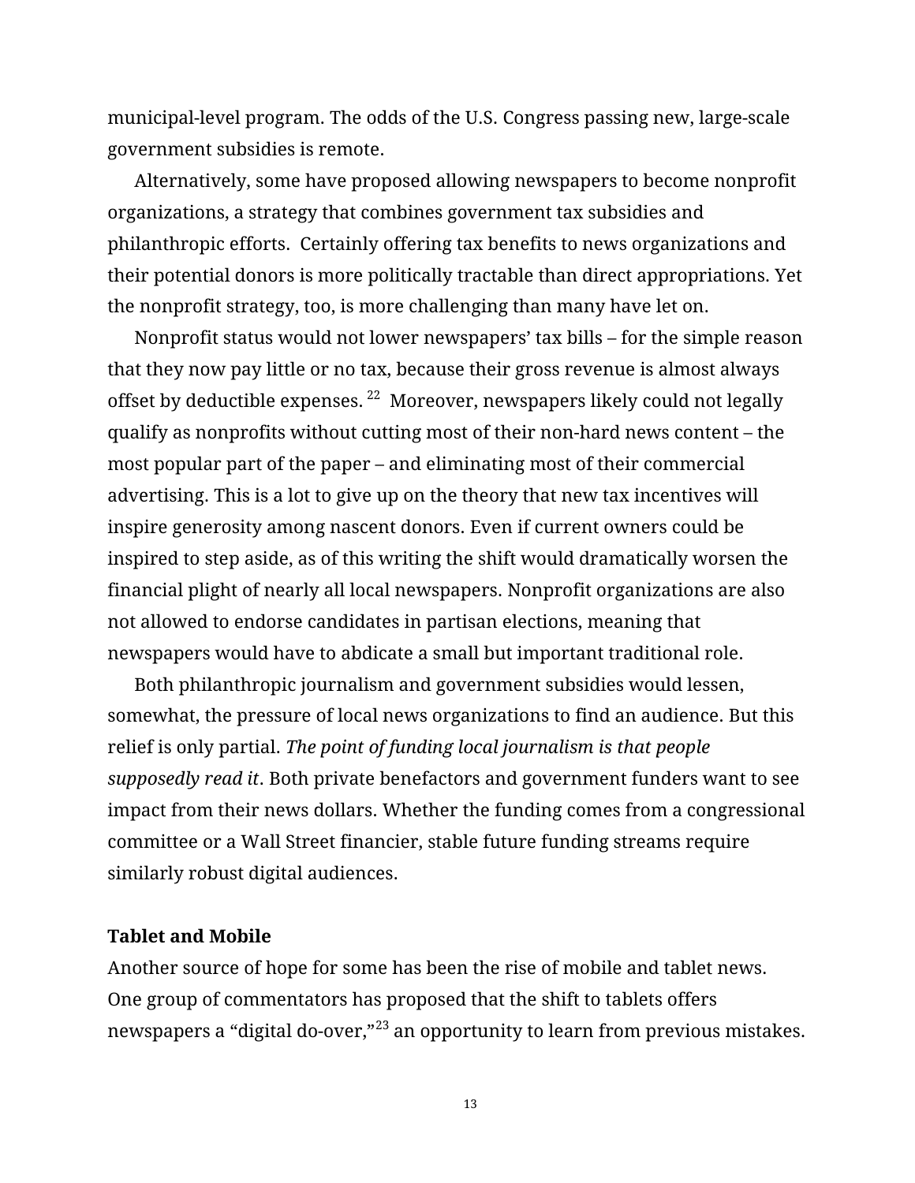municipal-level program. The odds of the U.S. Congress passing new, large-scale government subsidies is remote.

Alternatively, some have proposed allowing newspapers to become nonprofit organizations, a strategy that combines government tax subsidies and philanthropic efforts. Certainly offering tax benefits to news organizations and their potential donors is more politically tractable than direct appropriations. Yet the nonprofit strategy, too, is more challenging than many have let on.

Nonprofit status would not lower newspapers' tax bills – for the simple reason that they now pay little or no tax, because their gross revenue is almost always offset by deductible expenses. [22] Moreover, newspapers likely could not legally qualify as nonprofits without cutting most of their non-hard news content – the most popular part of the paper – and eliminating most of their commercial advertising. This is a lot to give up on the theory that new tax incentives will inspire generosity among nascent donors. Even if current owners could be inspired to step aside, as of this writing the shift would dramatically worsen the financial plight of nearly all local newspapers. Nonprofit organizations are also not allowed to endorse candidates in partisan elections, meaning that newspapers would have to abdicate a small but important traditional role.

Both philanthropic journalism and government subsidies would lessen, somewhat, the pressure of local news organizations to find an audience. But this relief is only partial. *The point of funding local journalism is that people supposedly read it*. Both private benefactors and government funders want to see impact from their news dollars. Whether the funding comes from a congressional committee or a Wall Street financier, stable future funding streams require similarly robust digital audiences.

**Tablet and Mobile**

Another source of hope for some has been the rise of mobile and tablet news. One group of commentators has proposed that the shift to tablets offers newspapers a "digital do-over,"[23] an opportunity to learn from previous mistakes.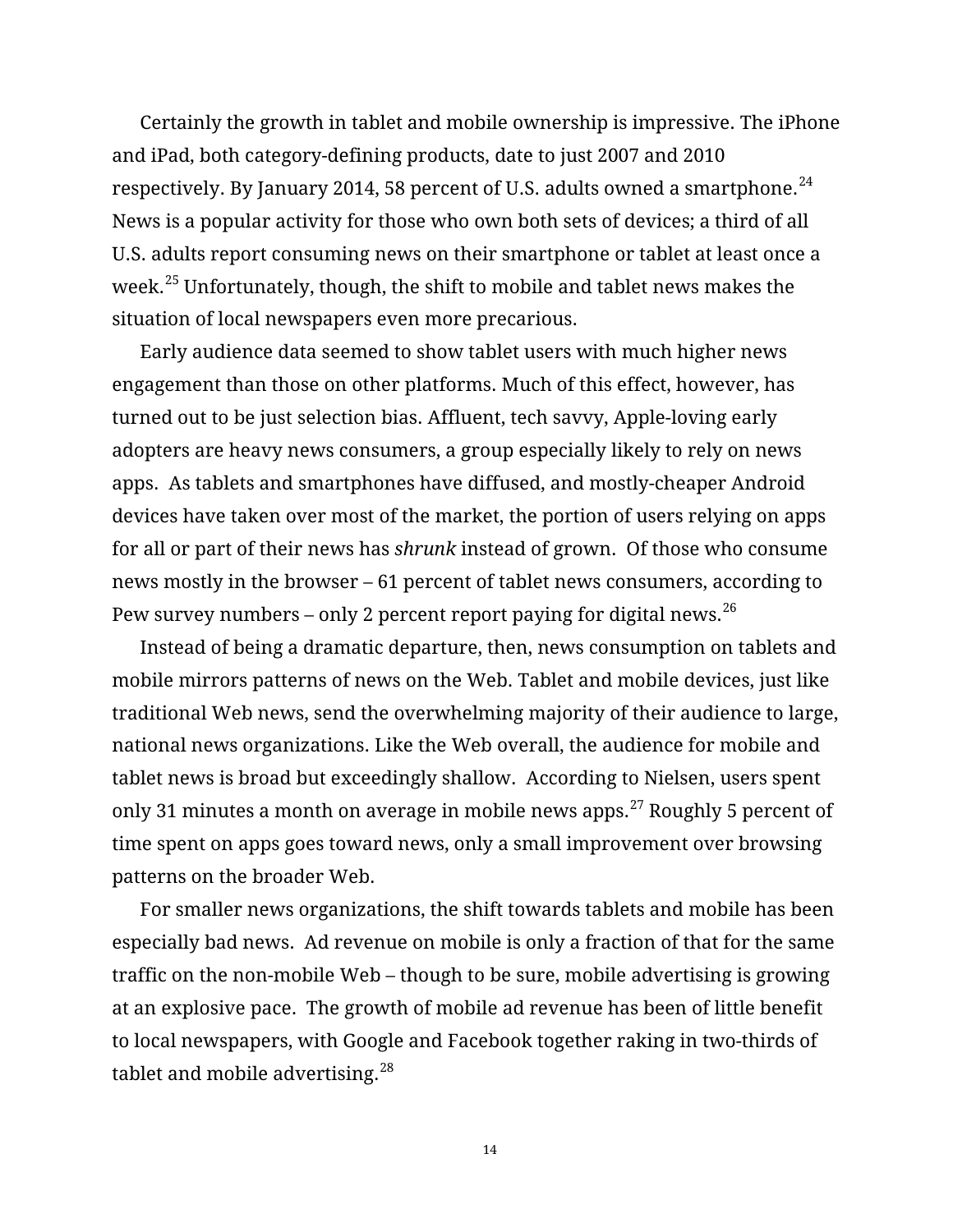Certainly the growth in tablet and mobile ownership is impressive. The iPhone and iPad, both category-defining products, date to just 2007 and 2010 respectively. By January 2014, 58 percent of U.S. adults owned a smartphone.[24] News is a popular activity for those who own both sets of devices; a third of all U.S. adults report consuming news on their smartphone or tablet at least once a week.[25] Unfortunately, though, the shift to mobile and tablet news makes the situation of local newspapers even more precarious.

Early audience data seemed to show tablet users with much higher news engagement than those on other platforms. Much of this effect, however, has turned out to be just selection bias. Affluent, tech savvy, Apple-loving early adopters are heavy news consumers, a group especially likely to rely on news apps. As tablets and smartphones have diffused, and mostly-cheaper Android devices have taken over most of the market, the portion of users relying on apps for all or part of their news has *shrunk* instead of grown. Of those who consume news mostly in the browser – 61 percent of tablet news consumers, according to Pew survey numbers – only 2 percent report paying for digital news.[26]

Instead of being a dramatic departure, then, news consumption on tablets and mobile mirrors patterns of news on the Web. Tablet and mobile devices, just like traditional Web news, send the overwhelming majority of their audience to large, national news organizations. Like the Web overall, the audience for mobile and tablet news is broad but exceedingly shallow. According to Nielsen, users spent only 31 minutes a month on average in mobile news apps.[27] Roughly 5 percent of time spent on apps goes toward news, only a small improvement over browsing patterns on the broader Web.

For smaller news organizations, the shift towards tablets and mobile has been especially bad news. Ad revenue on mobile is only a fraction of that for the same traffic on the non-mobile Web – though to be sure, mobile advertising is growing at an explosive pace. The growth of mobile ad revenue has been of little benefit to local newspapers, with Google and Facebook together raking in two-thirds of tablet and mobile advertising.[28]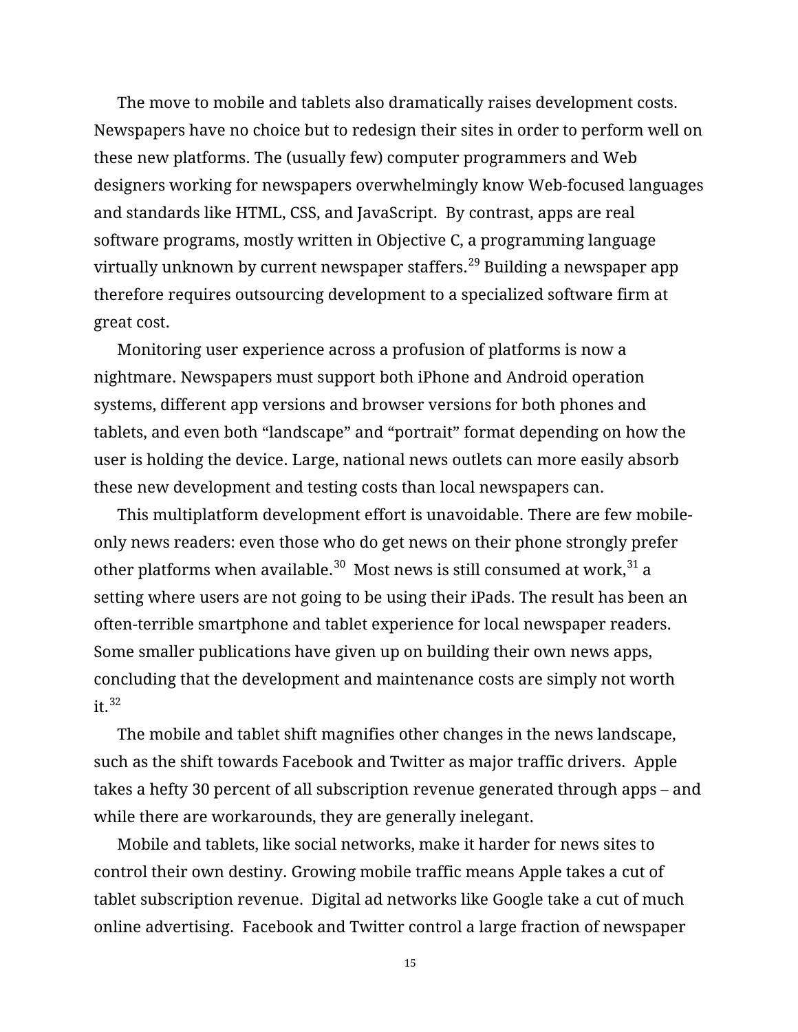The move to mobile and tablets also dramatically raises development costs. Newspapers have no choice but to redesign their sites in order to perform well on these new platforms. The (usually few) computer programmers and Web designers working for newspapers overwhelmingly know Web-focused languages and standards like HTML, CSS, and JavaScript. By contrast, apps are real software programs, mostly written in Objective C, a programming language virtually unknown by current newspaper staffers.[29] Building a newspaper app therefore requires outsourcing development to a specialized software firm at great cost.

Monitoring user experience across a profusion of platforms is now a nightmare. Newspapers must support both iPhone and Android operation systems, different app versions and browser versions for both phones and tablets, and even both "landscape" and "portrait" format depending on how the user is holding the device. Large, national news outlets can more easily absorb these new development and testing costs than local newspapers can.

This multiplatform development effort is unavoidable. There are few mobile-only news readers: even those who do get news on their phone strongly prefer other platforms when available.[30] Most news is still consumed at work,[31] a setting where users are not going to be using their iPads. The result has been an often-terrible smartphone and tablet experience for local newspaper readers. Some smaller publications have given up on building their own news apps, concluding that the development and maintenance costs are simply not worth it.[32]

The mobile and tablet shift magnifies other changes in the news landscape, such as the shift towards Facebook and Twitter as major traffic drivers. Apple takes a hefty 30 percent of all subscription revenue generated through apps – and while there are workarounds, they are generally inelegant.

Mobile and tablets, like social networks, make it harder for news sites to control their own destiny. Growing mobile traffic means Apple takes a cut of tablet subscription revenue. Digital ad networks like Google take a cut of much online advertising. Facebook and Twitter control a large fraction of newspaper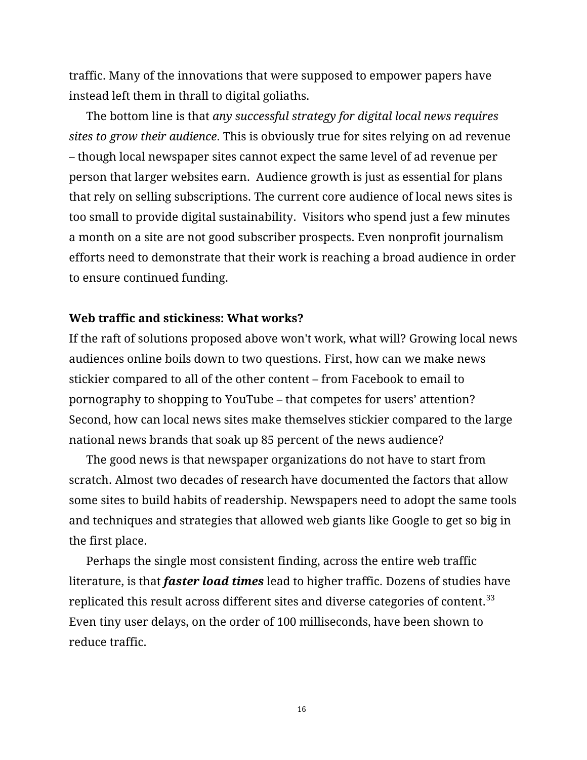traffic. Many of the innovations that were supposed to empower papers have instead left them in thrall to digital goliaths.

The bottom line is that *any successful strategy for digital local news requires sites to grow their audience*. This is obviously true for sites relying on ad revenue – though local newspaper sites cannot expect the same level of ad revenue per person that larger websites earn. Audience growth is just as essential for plans that rely on selling subscriptions. The current core audience of local news sites is too small to provide digital sustainability. Visitors who spend just a few minutes a month on a site are not good subscriber prospects. Even nonprofit journalism efforts need to demonstrate that their work is reaching a broad audience in order to ensure continued funding.

**Web traffic and stickiness: What works?**

If the raft of solutions proposed above won't work, what will? Growing local news audiences online boils down to two questions. First, how can we make news stickier compared to all of the other content – from Facebook to email to pornography to shopping to YouTube – that competes for users' attention? Second, how can local news sites make themselves stickier compared to the large national news brands that soak up 85 percent of the news audience?

The good news is that newspaper organizations do not have to start from scratch. Almost two decades of research have documented the factors that allow some sites to build habits of readership. Newspapers need to adopt the same tools and techniques and strategies that allowed web giants like Google to get so big in the first place.

Perhaps the single most consistent finding, across the entire web traffic literature, is that ***faster load times*** lead to higher traffic. Dozens of studies have replicated this result across different sites and diverse categories of content.[33] Even tiny user delays, on the order of 100 milliseconds, have been shown to reduce traffic.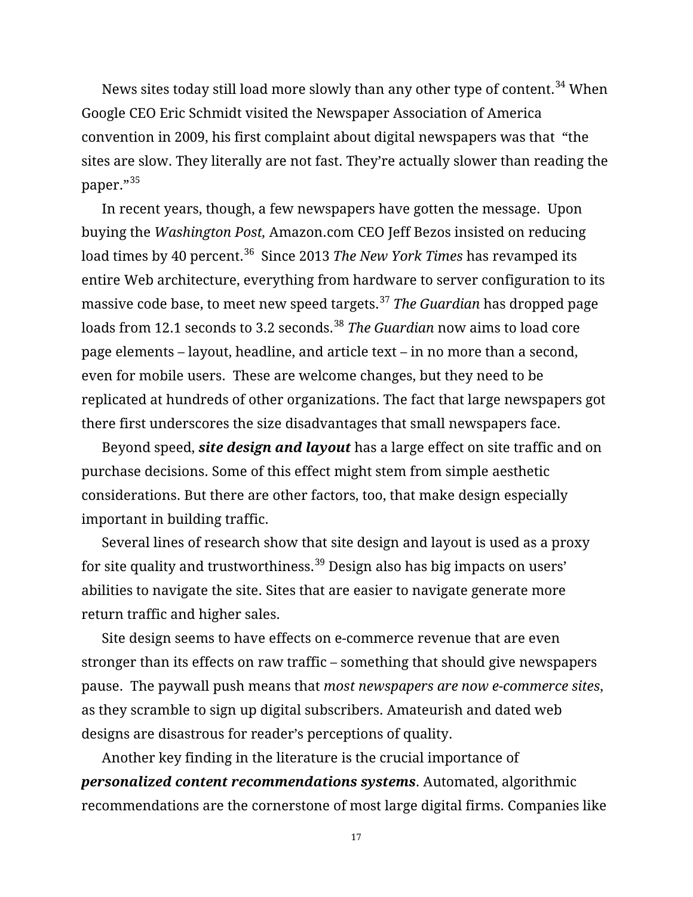News sites today still load more slowly than any other type of content.[34] When Google CEO Eric Schmidt visited the Newspaper Association of America convention in 2009, his first complaint about digital newspapers was that "the sites are slow. They literally are not fast. They're actually slower than reading the paper."[35]

In recent years, though, a few newspapers have gotten the message. Upon buying the *Washington Post,* Amazon.com CEO Jeff Bezos insisted on reducing load times by 40 percent.[36] Since 2013 *The New York Times* has revamped its entire Web architecture, everything from hardware to server configuration to its massive code base, to meet new speed targets.[37] *The Guardian* has dropped page loads from 12.1 seconds to 3.2 seconds.[38] *The Guardian* now aims to load core page elements – layout, headline, and article text – in no more than a second, even for mobile users. These are welcome changes, but they need to be replicated at hundreds of other organizations. The fact that large newspapers got there first underscores the size disadvantages that small newspapers face.

Beyond speed, ***site design and layout*** has a large effect on site traffic and on purchase decisions. Some of this effect might stem from simple aesthetic considerations. But there are other factors, too, that make design especially important in building traffic.

Several lines of research show that site design and layout is used as a proxy for site quality and trustworthiness.[39] Design also has big impacts on users' abilities to navigate the site. Sites that are easier to navigate generate more return traffic and higher sales.

Site design seems to have effects on e-commerce revenue that are even stronger than its effects on raw traffic – something that should give newspapers pause. The paywall push means that *most newspapers are now e-commerce sites*, as they scramble to sign up digital subscribers. Amateurish and dated web designs are disastrous for reader's perceptions of quality.

Another key finding in the literature is the crucial importance of ***personalized content recommendations systems***. Automated, algorithmic recommendations are the cornerstone of most large digital firms. Companies like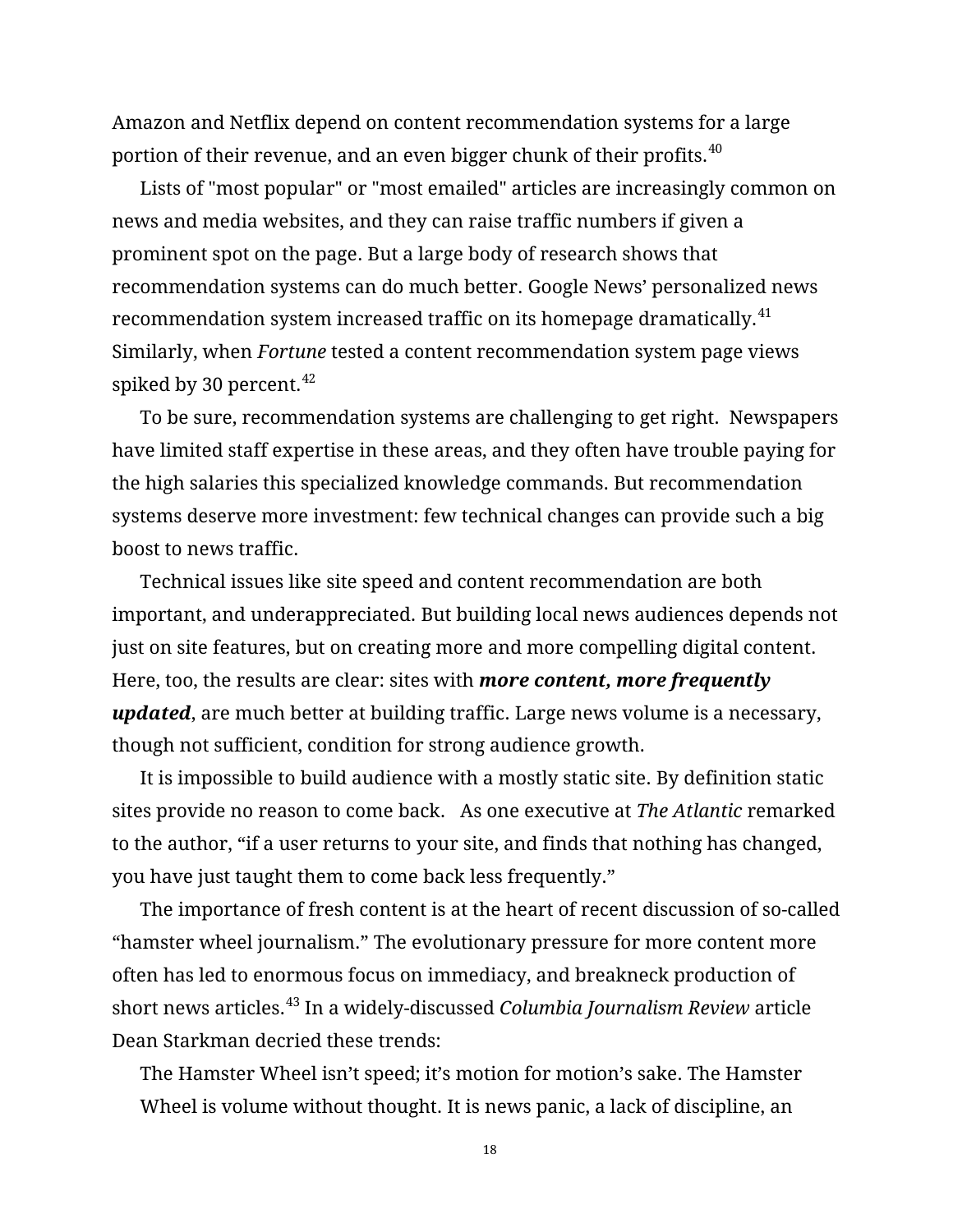Amazon and Netflix depend on content recommendation systems for a large portion of their revenue, and an even bigger chunk of their profits.[40]

Lists of "most popular" or "most emailed" articles are increasingly common on news and media websites, and they can raise traffic numbers if given a prominent spot on the page. But a large body of research shows that recommendation systems can do much better. Google News' personalized news recommendation system increased traffic on its homepage dramatically.[41] Similarly, when *Fortune* tested a content recommendation system page views spiked by 30 percent.[42]

To be sure, recommendation systems are challenging to get right. Newspapers have limited staff expertise in these areas, and they often have trouble paying for the high salaries this specialized knowledge commands. But recommendation systems deserve more investment: few technical changes can provide such a big boost to news traffic.

Technical issues like site speed and content recommendation are both important, and underappreciated. But building local news audiences depends not just on site features, but on creating more and more compelling digital content. Here, too, the results are clear: sites with ***more content, more frequently updated***, are much better at building traffic. Large news volume is a necessary, though not sufficient, condition for strong audience growth.

It is impossible to build audience with a mostly static site. By definition static sites provide no reason to come back. As one executive at *The Atlantic* remarked to the author, "if a user returns to your site, and finds that nothing has changed, you have just taught them to come back less frequently."

The importance of fresh content is at the heart of recent discussion of so-called "hamster wheel journalism." The evolutionary pressure for more content more often has led to enormous focus on immediacy, and breakneck production of short news articles.[43] In a widely-discussed *Columbia Journalism Review* article Dean Starkman decried these trends:

> The Hamster Wheel isn't speed; it's motion for motion's sake. The Hamster Wheel is volume without thought. It is news panic, a lack of discipline, an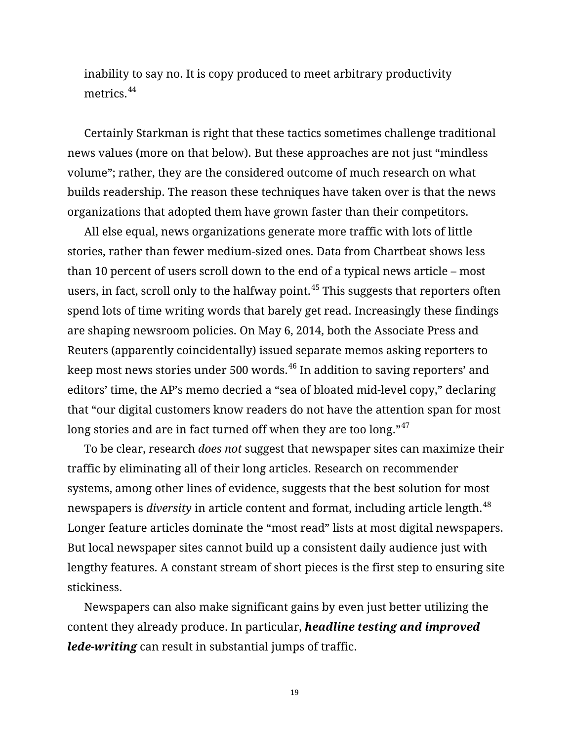inability to say no. It is copy produced to meet arbitrary productivity metrics.[44]

Certainly Starkman is right that these tactics sometimes challenge traditional news values (more on that below). But these approaches are not just "mindless volume"; rather, they are the considered outcome of much research on what builds readership. The reason these techniques have taken over is that the news organizations that adopted them have grown faster than their competitors.

All else equal, news organizations generate more traffic with lots of little stories, rather than fewer medium-sized ones. Data from Chartbeat shows less than 10 percent of users scroll down to the end of a typical news article – most users, in fact, scroll only to the halfway point.[45] This suggests that reporters often spend lots of time writing words that barely get read. Increasingly these findings are shaping newsroom policies. On May 6, 2014, both the Associate Press and Reuters (apparently coincidentally) issued separate memos asking reporters to keep most news stories under 500 words.[46] In addition to saving reporters' and editors' time, the AP's memo decried a "sea of bloated mid-level copy," declaring that "our digital customers know readers do not have the attention span for most long stories and are in fact turned off when they are too long."[47]

To be clear, research *does not* suggest that newspaper sites can maximize their traffic by eliminating all of their long articles. Research on recommender systems, among other lines of evidence, suggests that the best solution for most newspapers is *diversity* in article content and format, including article length.[48] Longer feature articles dominate the "most read" lists at most digital newspapers. But local newspaper sites cannot build up a consistent daily audience just with lengthy features. A constant stream of short pieces is the first step to ensuring site stickiness.

Newspapers can also make significant gains by even just better utilizing the content they already produce. In particular, ***headline testing and improved lede-writing*** can result in substantial jumps of traffic.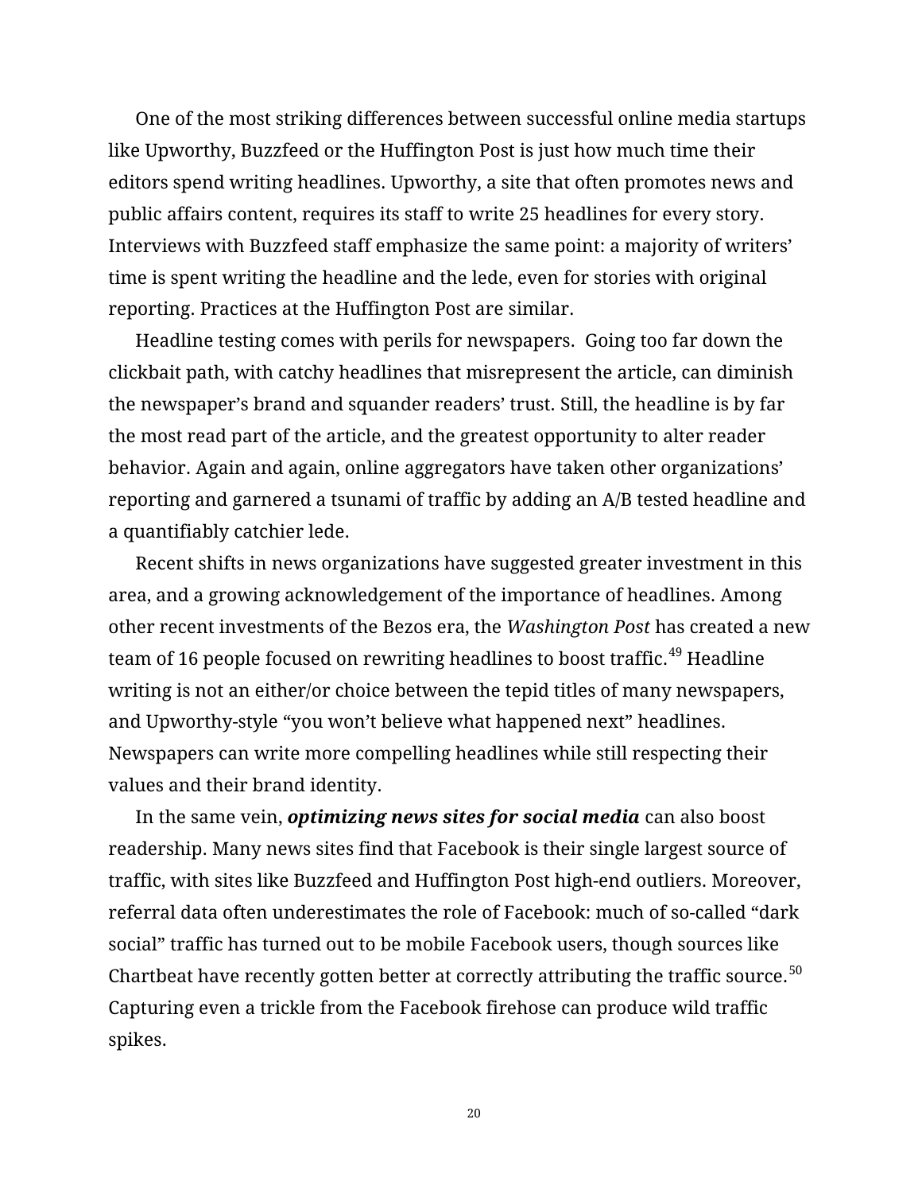One of the most striking differences between successful online media startups like Upworthy, Buzzfeed or the Huffington Post is just how much time their editors spend writing headlines. Upworthy, a site that often promotes news and public affairs content, requires its staff to write 25 headlines for every story. Interviews with Buzzfeed staff emphasize the same point: a majority of writers' time is spent writing the headline and the lede, even for stories with original reporting. Practices at the Huffington Post are similar.

Headline testing comes with perils for newspapers. Going too far down the clickbait path, with catchy headlines that misrepresent the article, can diminish the newspaper's brand and squander readers' trust. Still, the headline is by far the most read part of the article, and the greatest opportunity to alter reader behavior. Again and again, online aggregators have taken other organizations' reporting and garnered a tsunami of traffic by adding an A/B tested headline and a quantifiably catchier lede.

Recent shifts in news organizations have suggested greater investment in this area, and a growing acknowledgement of the importance of headlines. Among other recent investments of the Bezos era, the *Washington Post* has created a new team of 16 people focused on rewriting headlines to boost traffic.[49] Headline writing is not an either/or choice between the tepid titles of many newspapers, and Upworthy-style "you won't believe what happened next" headlines. Newspapers can write more compelling headlines while still respecting their values and their brand identity.

In the same vein, ***optimizing news sites for social media*** can also boost readership. Many news sites find that Facebook is their single largest source of traffic, with sites like Buzzfeed and Huffington Post high-end outliers. Moreover, referral data often underestimates the role of Facebook: much of so-called "dark social" traffic has turned out to be mobile Facebook users, though sources like Chartbeat have recently gotten better at correctly attributing the traffic source.[50] Capturing even a trickle from the Facebook firehose can produce wild traffic spikes.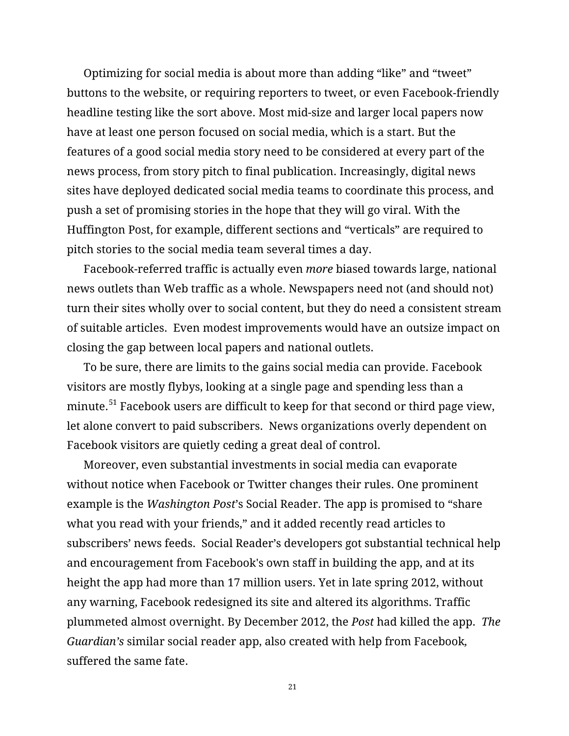Optimizing for social media is about more than adding “like” and “tweet” buttons to the website, or requiring reporters to tweet, or even Facebook-friendly headline testing like the sort above. Most mid-size and larger local papers now have at least one person focused on social media, which is a start. But the features of a good social media story need to be considered at every part of the news process, from story pitch to final publication. Increasingly, digital news sites have deployed dedicated social media teams to coordinate this process, and push a set of promising stories in the hope that they will go viral. With the Huffington Post, for example, different sections and “verticals” are required to pitch stories to the social media team several times a day.

Facebook-referred traffic is actually even *more* biased towards large, national news outlets than Web traffic as a whole. Newspapers need not (and should not) turn their sites wholly over to social content, but they do need a consistent stream of suitable articles.  Even modest improvements would have an outsize impact on closing the gap between local papers and national outlets.

To be sure, there are limits to the gains social media can provide. Facebook visitors are mostly flybys, looking at a single page and spending less than a minute.[51] Facebook users are difficult to keep for that second or third page view, let alone convert to paid subscribers.  News organizations overly dependent on Facebook visitors are quietly ceding a great deal of control.

Moreover, even substantial investments in social media can evaporate without notice when Facebook or Twitter changes their rules. One prominent example is the *Washington Post*’s Social Reader. The app is promised to “share what you read with your friends,” and it added recently read articles to subscribers’ news feeds.  Social Reader’s developers got substantial technical help and encouragement from Facebook's own staff in building the app, and at its height the app had more than 17 million users. Yet in late spring 2012, without any warning, Facebook redesigned its site and altered its algorithms. Traffic plummeted almost overnight. By December 2012, the *Post* had killed the app.  *The Guardian’s* similar social reader app, also created with help from Facebook, suffered the same fate.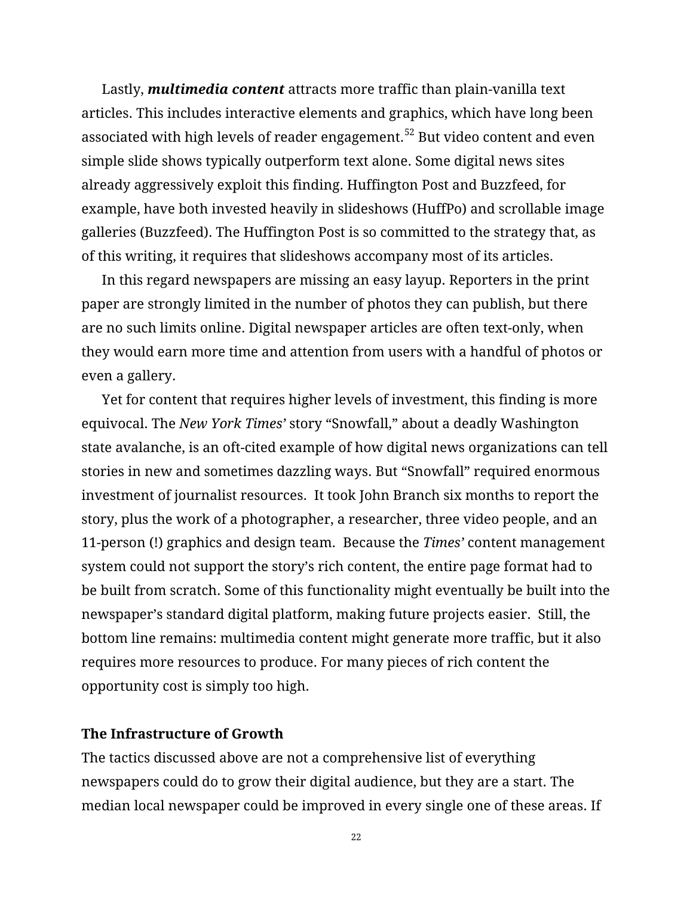Lastly, ***multimedia content*** attracts more traffic than plain-vanilla text articles. This includes interactive elements and graphics, which have long been associated with high levels of reader engagement.[52] But video content and even simple slide shows typically outperform text alone. Some digital news sites already aggressively exploit this finding. Huffington Post and Buzzfeed, for example, have both invested heavily in slideshows (HuffPo) and scrollable image galleries (Buzzfeed). The Huffington Post is so committed to the strategy that, as of this writing, it requires that slideshows accompany most of its articles.

In this regard newspapers are missing an easy layup. Reporters in the print paper are strongly limited in the number of photos they can publish, but there are no such limits online. Digital newspaper articles are often text-only, when they would earn more time and attention from users with a handful of photos or even a gallery.

Yet for content that requires higher levels of investment, this finding is more equivocal. The *New York Times'* story "Snowfall," about a deadly Washington state avalanche, is an oft-cited example of how digital news organizations can tell stories in new and sometimes dazzling ways. But "Snowfall" required enormous investment of journalist resources. It took John Branch six months to report the story, plus the work of a photographer, a researcher, three video people, and an 11-person (!) graphics and design team. Because the *Times'* content management system could not support the story's rich content, the entire page format had to be built from scratch. Some of this functionality might eventually be built into the newspaper's standard digital platform, making future projects easier. Still, the bottom line remains: multimedia content might generate more traffic, but it also requires more resources to produce. For many pieces of rich content the opportunity cost is simply too high.

**The Infrastructure of Growth**

The tactics discussed above are not a comprehensive list of everything newspapers could do to grow their digital audience, but they are a start. The median local newspaper could be improved in every single one of these areas. If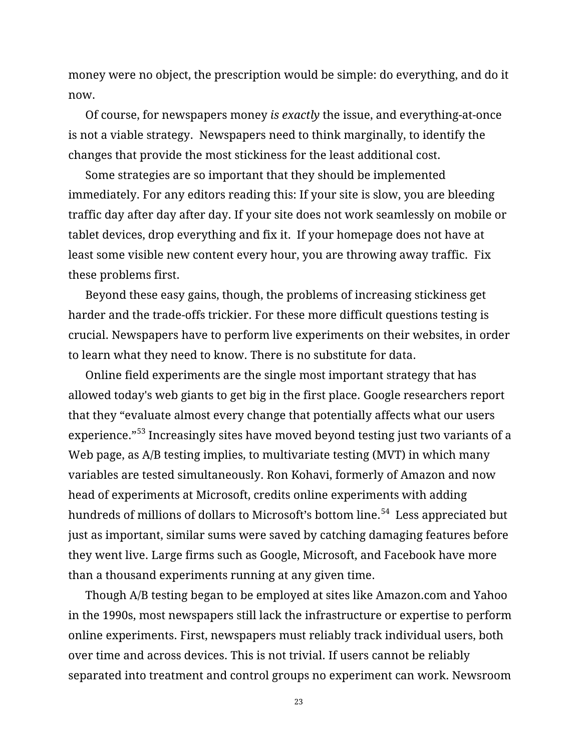money were no object, the prescription would be simple: do everything, and do it now.

Of course, for newspapers money *is exactly* the issue, and everything-at-once is not a viable strategy. Newspapers need to think marginally, to identify the changes that provide the most stickiness for the least additional cost.

Some strategies are so important that they should be implemented immediately. For any editors reading this: If your site is slow, you are bleeding traffic day after day after day. If your site does not work seamlessly on mobile or tablet devices, drop everything and fix it. If your homepage does not have at least some visible new content every hour, you are throwing away traffic. Fix these problems first.

Beyond these easy gains, though, the problems of increasing stickiness get harder and the trade-offs trickier. For these more difficult questions testing is crucial. Newspapers have to perform live experiments on their websites, in order to learn what they need to know. There is no substitute for data.

Online field experiments are the single most important strategy that has allowed today's web giants to get big in the first place. Google researchers report that they "evaluate almost every change that potentially affects what our users experience."[53] Increasingly sites have moved beyond testing just two variants of a Web page, as A/B testing implies, to multivariate testing (MVT) in which many variables are tested simultaneously. Ron Kohavi, formerly of Amazon and now head of experiments at Microsoft, credits online experiments with adding hundreds of millions of dollars to Microsoft's bottom line.[54] Less appreciated but just as important, similar sums were saved by catching damaging features before they went live. Large firms such as Google, Microsoft, and Facebook have more than a thousand experiments running at any given time.

Though A/B testing began to be employed at sites like Amazon.com and Yahoo in the 1990s, most newspapers still lack the infrastructure or expertise to perform online experiments. First, newspapers must reliably track individual users, both over time and across devices. This is not trivial. If users cannot be reliably separated into treatment and control groups no experiment can work. Newsroom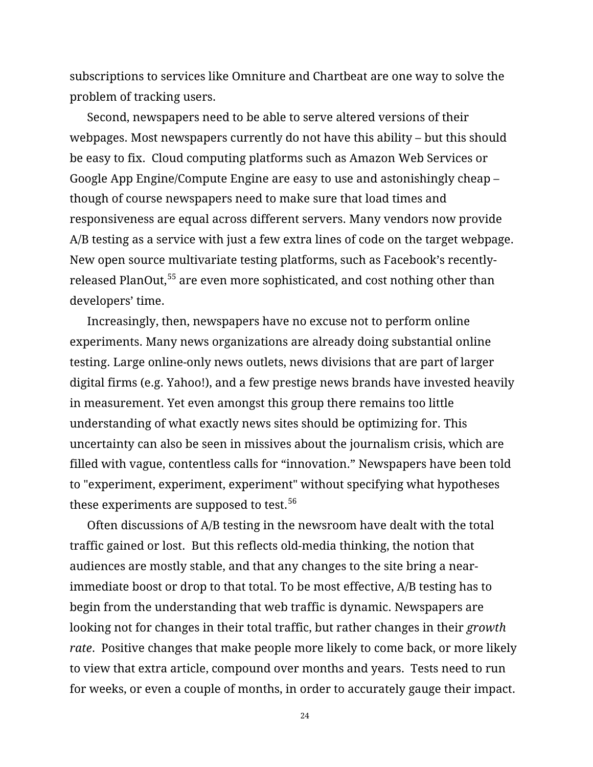subscriptions to services like Omniture and Chartbeat are one way to solve the problem of tracking users.

Second, newspapers need to be able to serve altered versions of their webpages. Most newspapers currently do not have this ability – but this should be easy to fix. Cloud computing platforms such as Amazon Web Services or Google App Engine/Compute Engine are easy to use and astonishingly cheap – though of course newspapers need to make sure that load times and responsiveness are equal across different servers. Many vendors now provide A/B testing as a service with just a few extra lines of code on the target webpage. New open source multivariate testing platforms, such as Facebook's recently-released PlanOut,[55] are even more sophisticated, and cost nothing other than developers' time.

Increasingly, then, newspapers have no excuse not to perform online experiments. Many news organizations are already doing substantial online testing. Large online-only news outlets, news divisions that are part of larger digital firms (e.g. Yahoo!), and a few prestige news brands have invested heavily in measurement. Yet even amongst this group there remains too little understanding of what exactly news sites should be optimizing for. This uncertainty can also be seen in missives about the journalism crisis, which are filled with vague, contentless calls for "innovation." Newspapers have been told to "experiment, experiment, experiment" without specifying what hypotheses these experiments are supposed to test.[56]

Often discussions of A/B testing in the newsroom have dealt with the total traffic gained or lost. But this reflects old-media thinking, the notion that audiences are mostly stable, and that any changes to the site bring a near-immediate boost or drop to that total. To be most effective, A/B testing has to begin from the understanding that web traffic is dynamic. Newspapers are looking not for changes in their total traffic, but rather changes in their *growth rate*. Positive changes that make people more likely to come back, or more likely to view that extra article, compound over months and years. Tests need to run for weeks, or even a couple of months, in order to accurately gauge their impact.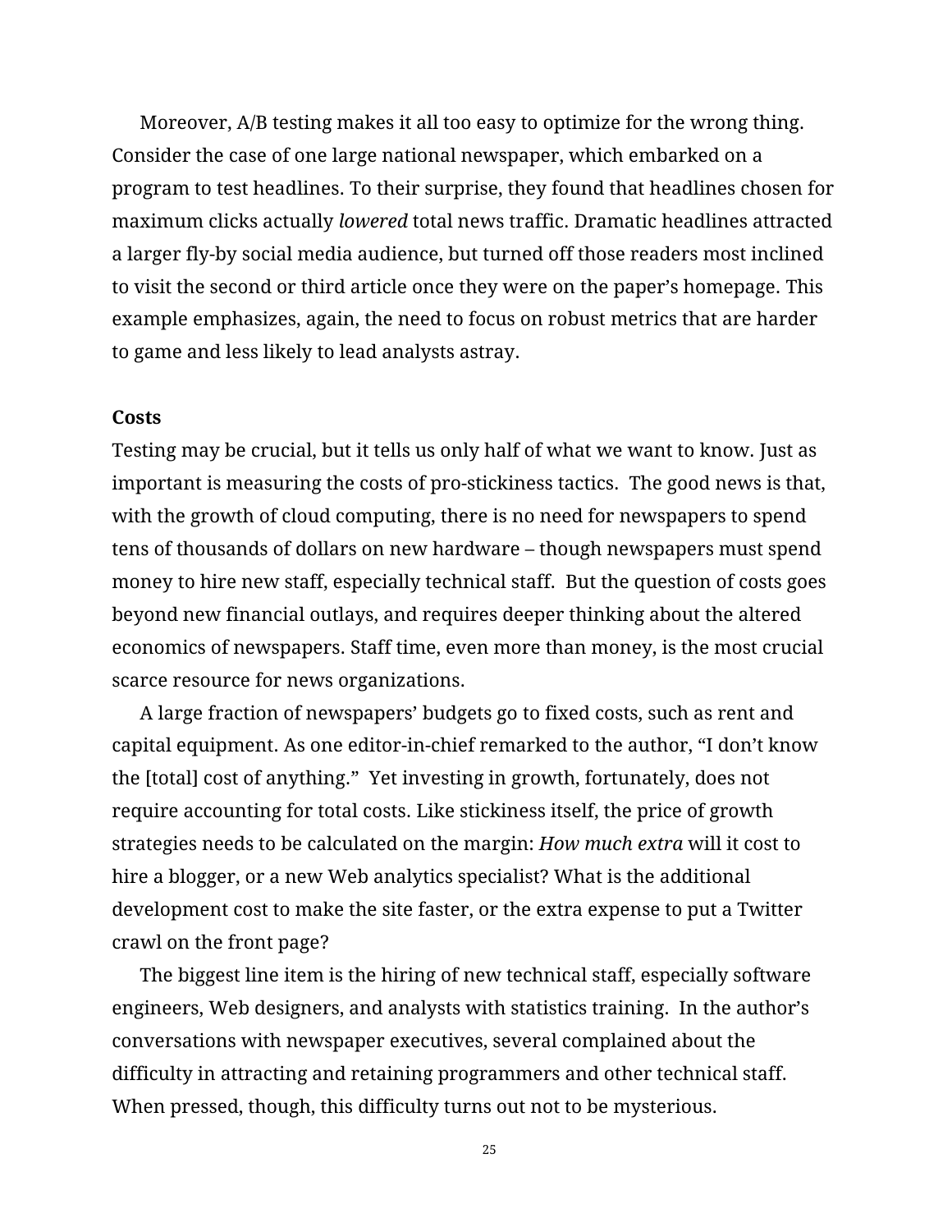Moreover, A/B testing makes it all too easy to optimize for the wrong thing. Consider the case of one large national newspaper, which embarked on a program to test headlines. To their surprise, they found that headlines chosen for maximum clicks actually *lowered* total news traffic. Dramatic headlines attracted a larger fly-by social media audience, but turned off those readers most inclined to visit the second or third article once they were on the paper's homepage. This example emphasizes, again, the need to focus on robust metrics that are harder to game and less likely to lead analysts astray.

**Costs**

Testing may be crucial, but it tells us only half of what we want to know. Just as important is measuring the costs of pro-stickiness tactics. The good news is that, with the growth of cloud computing, there is no need for newspapers to spend tens of thousands of dollars on new hardware – though newspapers must spend money to hire new staff, especially technical staff. But the question of costs goes beyond new financial outlays, and requires deeper thinking about the altered economics of newspapers. Staff time, even more than money, is the most crucial scarce resource for news organizations.

A large fraction of newspapers' budgets go to fixed costs, such as rent and capital equipment. As one editor-in-chief remarked to the author, "I don't know the [total] cost of anything." Yet investing in growth, fortunately, does not require accounting for total costs. Like stickiness itself, the price of growth strategies needs to be calculated on the margin: *How much extra* will it cost to hire a blogger, or a new Web analytics specialist? What is the additional development cost to make the site faster, or the extra expense to put a Twitter crawl on the front page?

The biggest line item is the hiring of new technical staff, especially software engineers, Web designers, and analysts with statistics training. In the author's conversations with newspaper executives, several complained about the difficulty in attracting and retaining programmers and other technical staff. When pressed, though, this difficulty turns out not to be mysterious.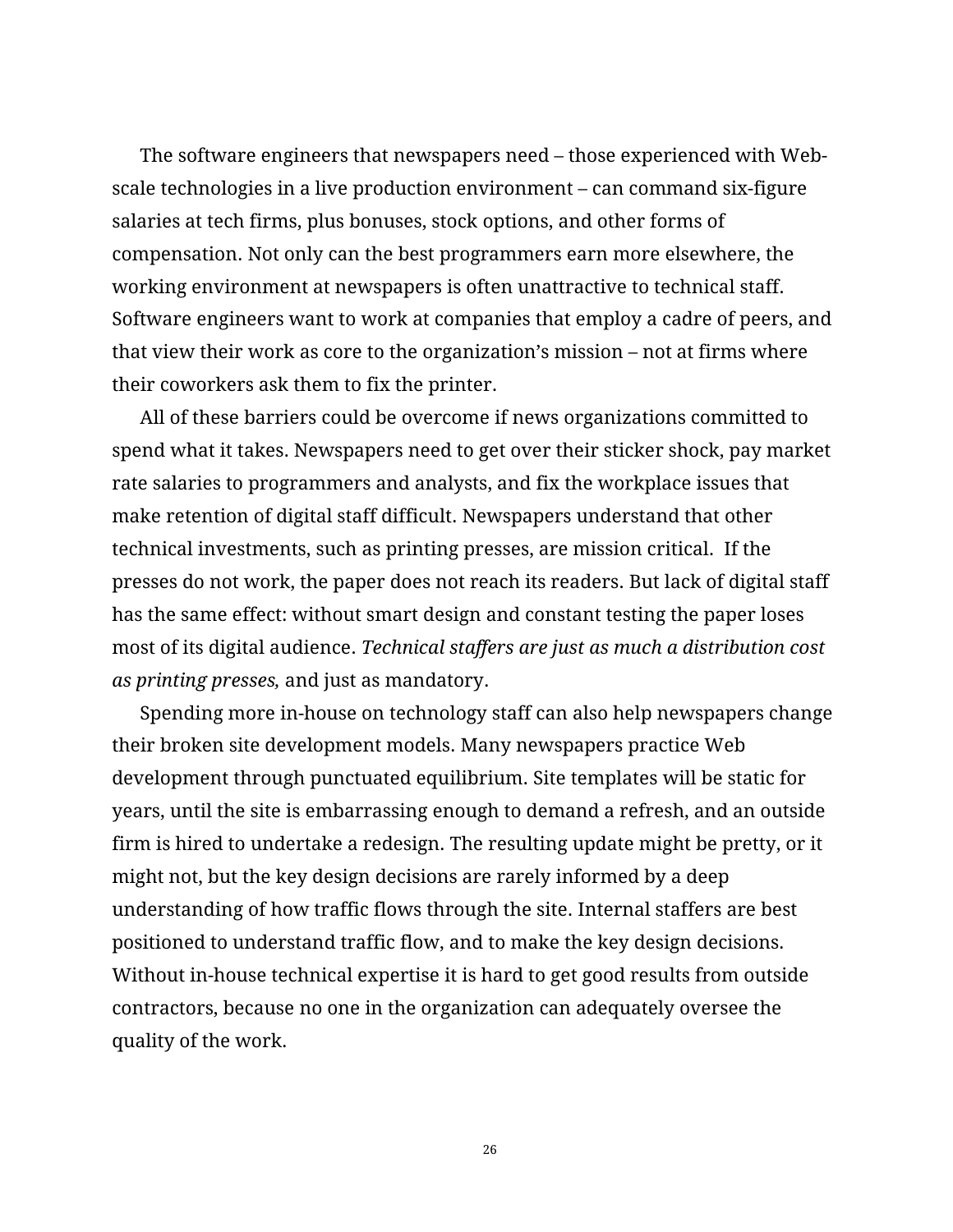The software engineers that newspapers need – those experienced with Web-scale technologies in a live production environment – can command six-figure salaries at tech firms, plus bonuses, stock options, and other forms of compensation. Not only can the best programmers earn more elsewhere, the working environment at newspapers is often unattractive to technical staff. Software engineers want to work at companies that employ a cadre of peers, and that view their work as core to the organization's mission – not at firms where their coworkers ask them to fix the printer.

All of these barriers could be overcome if news organizations committed to spend what it takes. Newspapers need to get over their sticker shock, pay market rate salaries to programmers and analysts, and fix the workplace issues that make retention of digital staff difficult. Newspapers understand that other technical investments, such as printing presses, are mission critical. If the presses do not work, the paper does not reach its readers. But lack of digital staff has the same effect: without smart design and constant testing the paper loses most of its digital audience. *Technical staffers are just as much a distribution cost as printing presses,* and just as mandatory.

Spending more in-house on technology staff can also help newspapers change their broken site development models. Many newspapers practice Web development through punctuated equilibrium. Site templates will be static for years, until the site is embarrassing enough to demand a refresh, and an outside firm is hired to undertake a redesign. The resulting update might be pretty, or it might not, but the key design decisions are rarely informed by a deep understanding of how traffic flows through the site. Internal staffers are best positioned to understand traffic flow, and to make the key design decisions. Without in-house technical expertise it is hard to get good results from outside contractors, because no one in the organization can adequately oversee the quality of the work.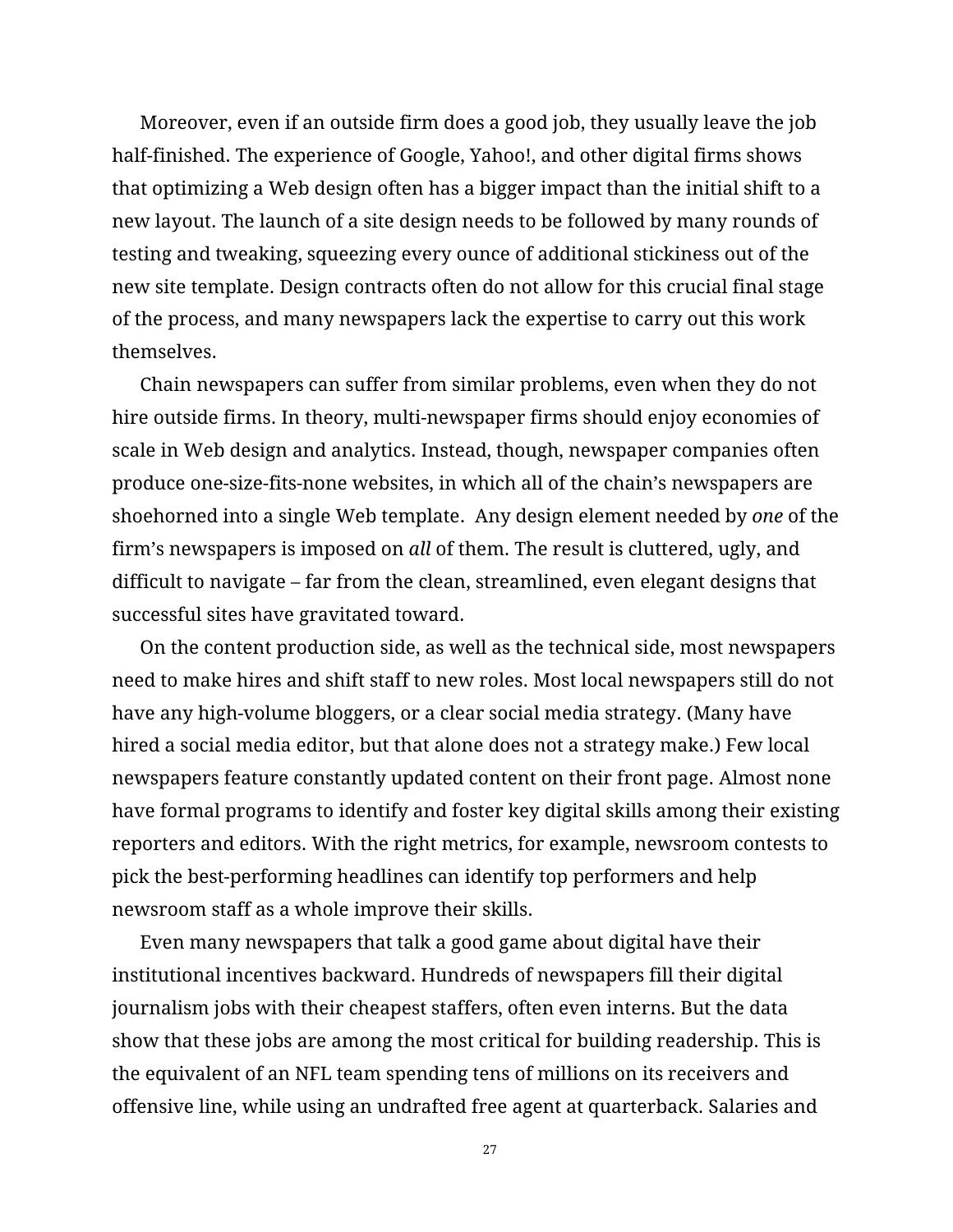Moreover, even if an outside firm does a good job, they usually leave the job half-finished. The experience of Google, Yahoo!, and other digital firms shows that optimizing a Web design often has a bigger impact than the initial shift to a new layout. The launch of a site design needs to be followed by many rounds of testing and tweaking, squeezing every ounce of additional stickiness out of the new site template. Design contracts often do not allow for this crucial final stage of the process, and many newspapers lack the expertise to carry out this work themselves.

Chain newspapers can suffer from similar problems, even when they do not hire outside firms. In theory, multi-newspaper firms should enjoy economies of scale in Web design and analytics. Instead, though, newspaper companies often produce one-size-fits-none websites, in which all of the chain's newspapers are shoehorned into a single Web template. Any design element needed by *one* of the firm's newspapers is imposed on *all* of them. The result is cluttered, ugly, and difficult to navigate – far from the clean, streamlined, even elegant designs that successful sites have gravitated toward.

On the content production side, as well as the technical side, most newspapers need to make hires and shift staff to new roles. Most local newspapers still do not have any high-volume bloggers, or a clear social media strategy. (Many have hired a social media editor, but that alone does not a strategy make.) Few local newspapers feature constantly updated content on their front page. Almost none have formal programs to identify and foster key digital skills among their existing reporters and editors. With the right metrics, for example, newsroom contests to pick the best-performing headlines can identify top performers and help newsroom staff as a whole improve their skills.

Even many newspapers that talk a good game about digital have their institutional incentives backward. Hundreds of newspapers fill their digital journalism jobs with their cheapest staffers, often even interns. But the data show that these jobs are among the most critical for building readership. This is the equivalent of an NFL team spending tens of millions on its receivers and offensive line, while using an undrafted free agent at quarterback. Salaries and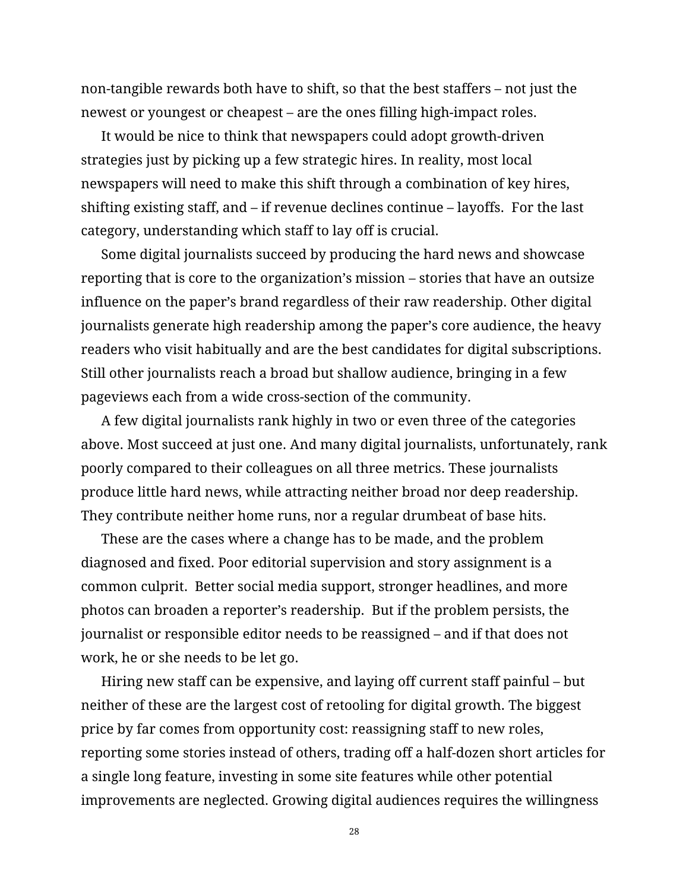non-tangible rewards both have to shift, so that the best staffers – not just the newest or youngest or cheapest – are the ones filling high-impact roles.

It would be nice to think that newspapers could adopt growth-driven strategies just by picking up a few strategic hires. In reality, most local newspapers will need to make this shift through a combination of key hires, shifting existing staff, and – if revenue declines continue – layoffs. For the last category, understanding which staff to lay off is crucial.

Some digital journalists succeed by producing the hard news and showcase reporting that is core to the organization's mission – stories that have an outsize influence on the paper's brand regardless of their raw readership. Other digital journalists generate high readership among the paper's core audience, the heavy readers who visit habitually and are the best candidates for digital subscriptions. Still other journalists reach a broad but shallow audience, bringing in a few pageviews each from a wide cross-section of the community.

A few digital journalists rank highly in two or even three of the categories above. Most succeed at just one. And many digital journalists, unfortunately, rank poorly compared to their colleagues on all three metrics. These journalists produce little hard news, while attracting neither broad nor deep readership. They contribute neither home runs, nor a regular drumbeat of base hits.

These are the cases where a change has to be made, and the problem diagnosed and fixed. Poor editorial supervision and story assignment is a common culprit. Better social media support, stronger headlines, and more photos can broaden a reporter's readership. But if the problem persists, the journalist or responsible editor needs to be reassigned – and if that does not work, he or she needs to be let go.

Hiring new staff can be expensive, and laying off current staff painful – but neither of these are the largest cost of retooling for digital growth. The biggest price by far comes from opportunity cost: reassigning staff to new roles, reporting some stories instead of others, trading off a half-dozen short articles for a single long feature, investing in some site features while other potential improvements are neglected. Growing digital audiences requires the willingness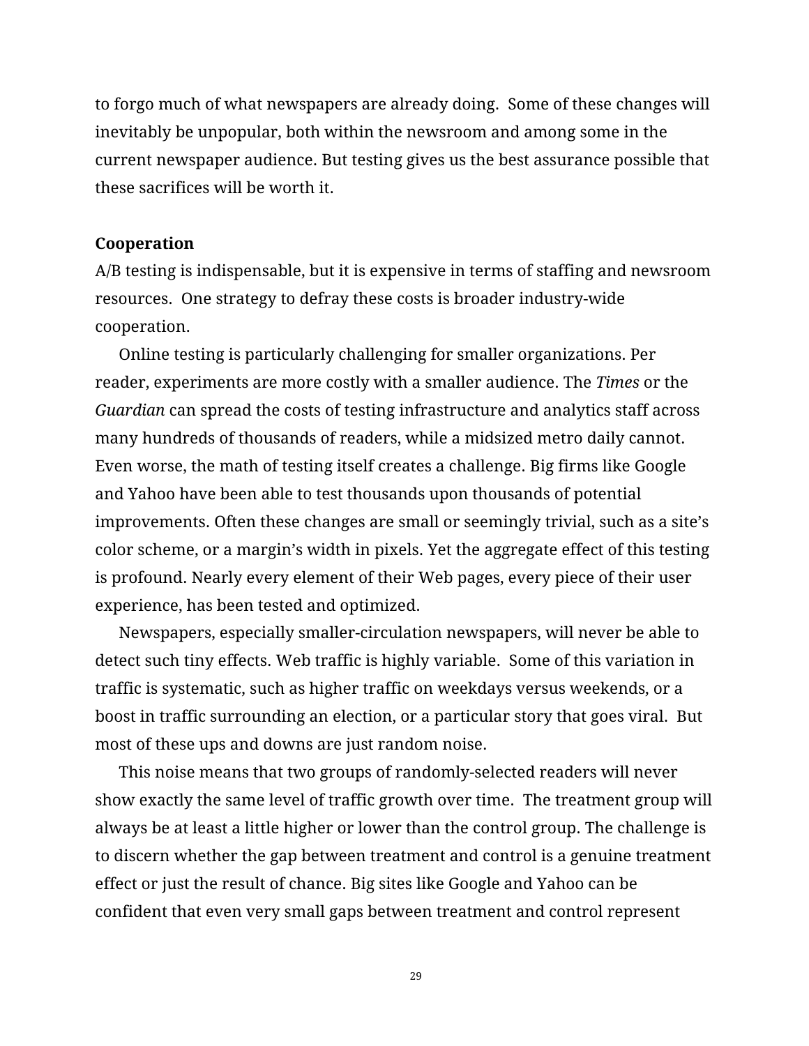to forgo much of what newspapers are already doing. Some of these changes will inevitably be unpopular, both within the newsroom and among some in the current newspaper audience. But testing gives us the best assurance possible that these sacrifices will be worth it.

**Cooperation**

A/B testing is indispensable, but it is expensive in terms of staffing and newsroom resources. One strategy to defray these costs is broader industry-wide cooperation.

Online testing is particularly challenging for smaller organizations. Per reader, experiments are more costly with a smaller audience. The *Times* or the *Guardian* can spread the costs of testing infrastructure and analytics staff across many hundreds of thousands of readers, while a midsized metro daily cannot. Even worse, the math of testing itself creates a challenge. Big firms like Google and Yahoo have been able to test thousands upon thousands of potential improvements. Often these changes are small or seemingly trivial, such as a site's color scheme, or a margin's width in pixels. Yet the aggregate effect of this testing is profound. Nearly every element of their Web pages, every piece of their user experience, has been tested and optimized.

Newspapers, especially smaller-circulation newspapers, will never be able to detect such tiny effects. Web traffic is highly variable. Some of this variation in traffic is systematic, such as higher traffic on weekdays versus weekends, or a boost in traffic surrounding an election, or a particular story that goes viral. But most of these ups and downs are just random noise.

This noise means that two groups of randomly-selected readers will never show exactly the same level of traffic growth over time. The treatment group will always be at least a little higher or lower than the control group. The challenge is to discern whether the gap between treatment and control is a genuine treatment effect or just the result of chance. Big sites like Google and Yahoo can be confident that even very small gaps between treatment and control represent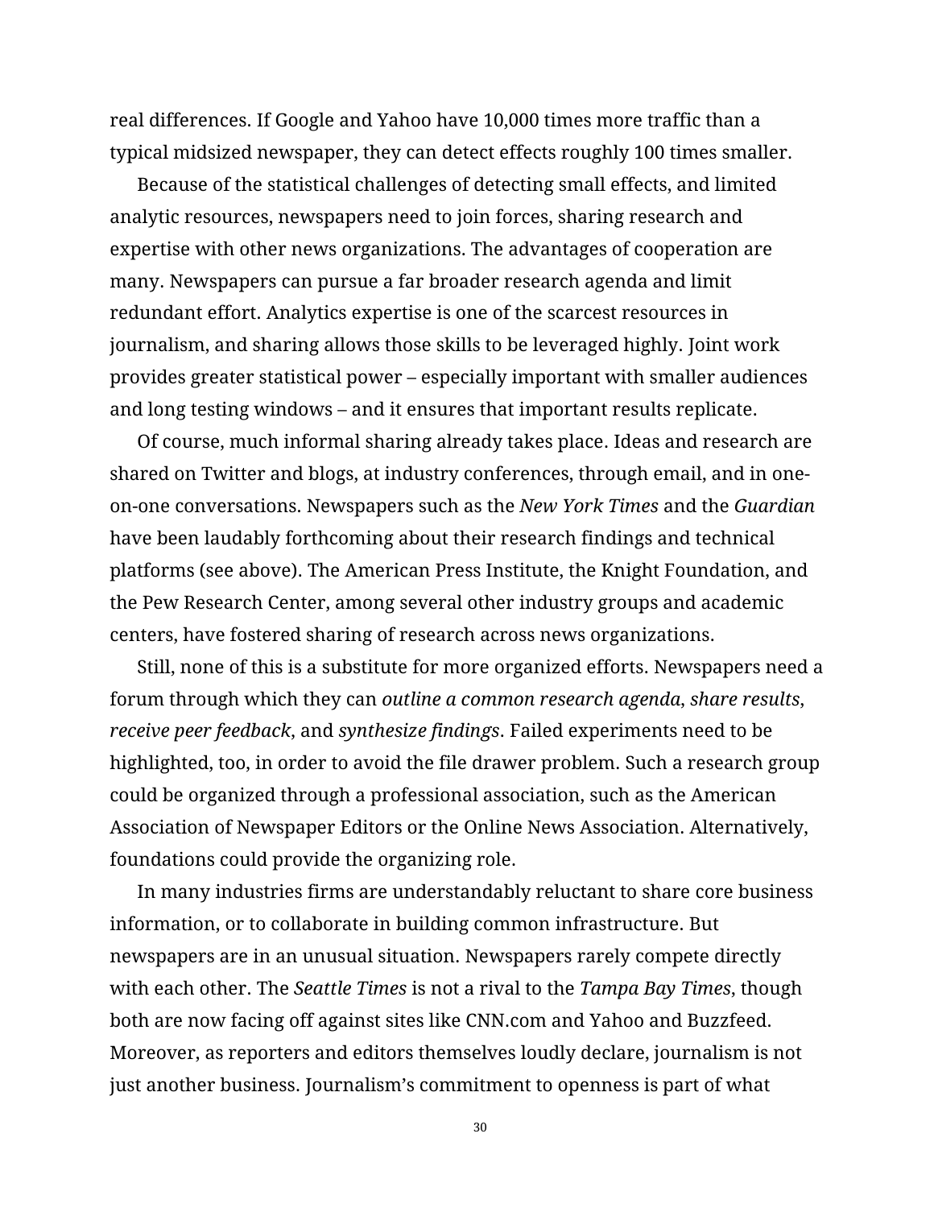real differences. If Google and Yahoo have 10,000 times more traffic than a typical midsized newspaper, they can detect effects roughly 100 times smaller.

Because of the statistical challenges of detecting small effects, and limited analytic resources, newspapers need to join forces, sharing research and expertise with other news organizations. The advantages of cooperation are many. Newspapers can pursue a far broader research agenda and limit redundant effort. Analytics expertise is one of the scarcest resources in journalism, and sharing allows those skills to be leveraged highly. Joint work provides greater statistical power – especially important with smaller audiences and long testing windows – and it ensures that important results replicate.

Of course, much informal sharing already takes place. Ideas and research are shared on Twitter and blogs, at industry conferences, through email, and in one-on-one conversations. Newspapers such as the *New York Times* and the *Guardian* have been laudably forthcoming about their research findings and technical platforms (see above). The American Press Institute, the Knight Foundation, and the Pew Research Center, among several other industry groups and academic centers, have fostered sharing of research across news organizations.

Still, none of this is a substitute for more organized efforts. Newspapers need a forum through which they can *outline a common research agenda*, *share results*, *receive peer feedback*, and *synthesize findings*. Failed experiments need to be highlighted, too, in order to avoid the file drawer problem. Such a research group could be organized through a professional association, such as the American Association of Newspaper Editors or the Online News Association. Alternatively, foundations could provide the organizing role.

In many industries firms are understandably reluctant to share core business information, or to collaborate in building common infrastructure. But newspapers are in an unusual situation. Newspapers rarely compete directly with each other. The *Seattle Times* is not a rival to the *Tampa Bay Times*, though both are now facing off against sites like CNN.com and Yahoo and Buzzfeed. Moreover, as reporters and editors themselves loudly declare, journalism is not just another business. Journalism's commitment to openness is part of what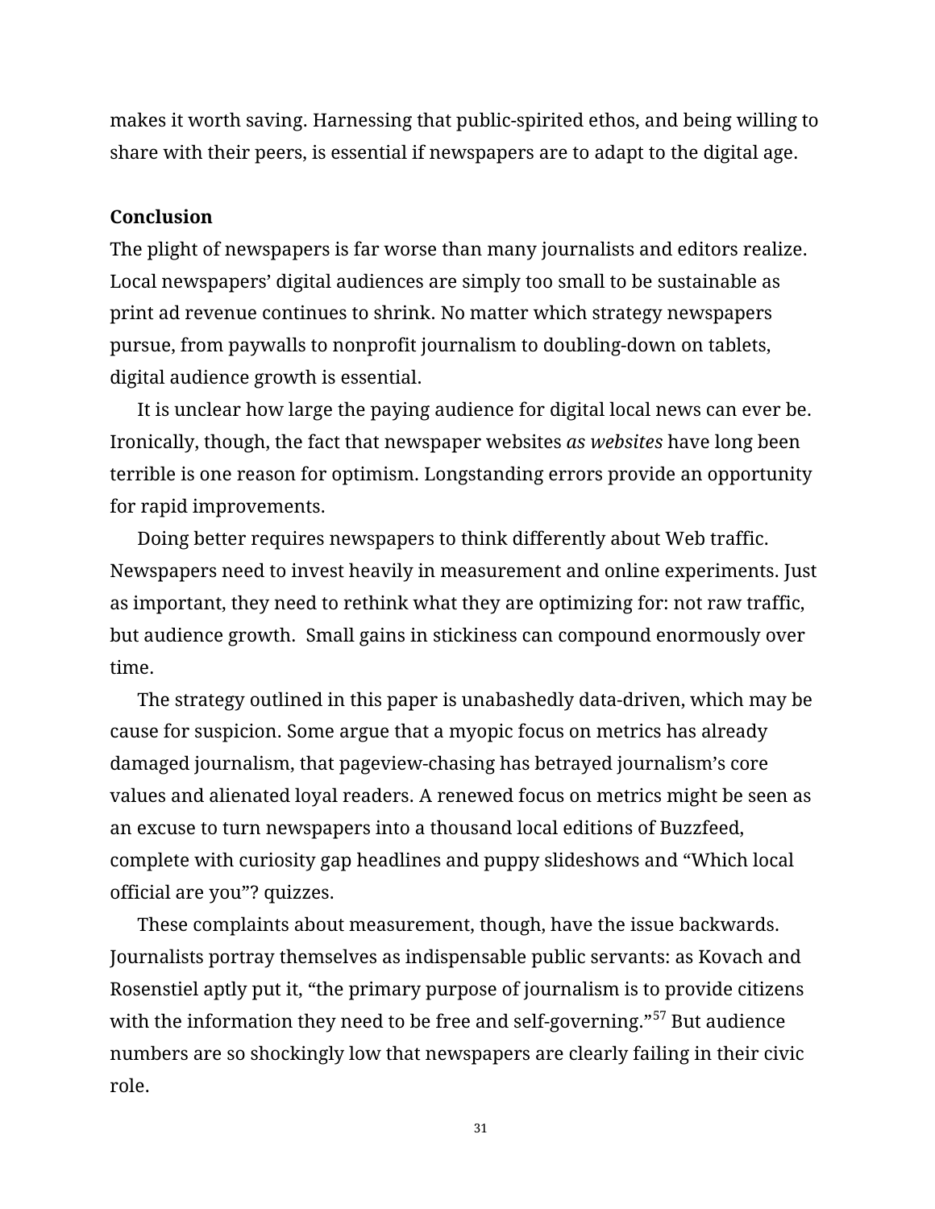makes it worth saving. Harnessing that public-spirited ethos, and being willing to share with their peers, is essential if newspapers are to adapt to the digital age.

**Conclusion**

The plight of newspapers is far worse than many journalists and editors realize. Local newspapers' digital audiences are simply too small to be sustainable as print ad revenue continues to shrink. No matter which strategy newspapers pursue, from paywalls to nonprofit journalism to doubling-down on tablets, digital audience growth is essential.

It is unclear how large the paying audience for digital local news can ever be. Ironically, though, the fact that newspaper websites *as websites* have long been terrible is one reason for optimism. Longstanding errors provide an opportunity for rapid improvements.

Doing better requires newspapers to think differently about Web traffic. Newspapers need to invest heavily in measurement and online experiments. Just as important, they need to rethink what they are optimizing for: not raw traffic, but audience growth. Small gains in stickiness can compound enormously over time.

The strategy outlined in this paper is unabashedly data-driven, which may be cause for suspicion. Some argue that a myopic focus on metrics has already damaged journalism, that pageview-chasing has betrayed journalism's core values and alienated loyal readers. A renewed focus on metrics might be seen as an excuse to turn newspapers into a thousand local editions of Buzzfeed, complete with curiosity gap headlines and puppy slideshows and "Which local official are you"? quizzes.

These complaints about measurement, though, have the issue backwards. Journalists portray themselves as indispensable public servants: as Kovach and Rosenstiel aptly put it, "the primary purpose of journalism is to provide citizens with the information they need to be free and self-governing."[57] But audience numbers are so shockingly low that newspapers are clearly failing in their civic role.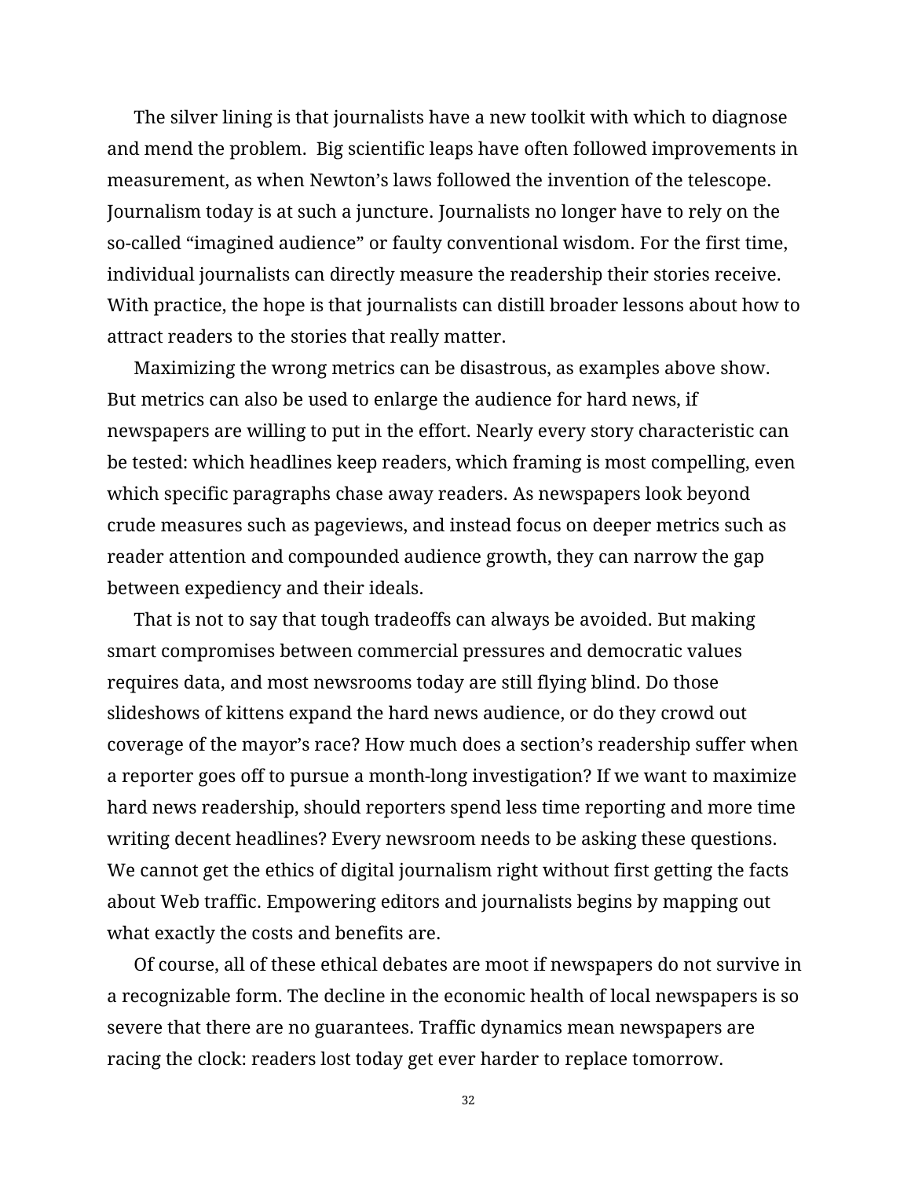The silver lining is that journalists have a new toolkit with which to diagnose and mend the problem. Big scientific leaps have often followed improvements in measurement, as when Newton's laws followed the invention of the telescope. Journalism today is at such a juncture. Journalists no longer have to rely on the so-called "imagined audience" or faulty conventional wisdom. For the first time, individual journalists can directly measure the readership their stories receive. With practice, the hope is that journalists can distill broader lessons about how to attract readers to the stories that really matter.

Maximizing the wrong metrics can be disastrous, as examples above show. But metrics can also be used to enlarge the audience for hard news, if newspapers are willing to put in the effort. Nearly every story characteristic can be tested: which headlines keep readers, which framing is most compelling, even which specific paragraphs chase away readers. As newspapers look beyond crude measures such as pageviews, and instead focus on deeper metrics such as reader attention and compounded audience growth, they can narrow the gap between expediency and their ideals.

That is not to say that tough tradeoffs can always be avoided. But making smart compromises between commercial pressures and democratic values requires data, and most newsrooms today are still flying blind. Do those slideshows of kittens expand the hard news audience, or do they crowd out coverage of the mayor's race? How much does a section's readership suffer when a reporter goes off to pursue a month-long investigation? If we want to maximize hard news readership, should reporters spend less time reporting and more time writing decent headlines? Every newsroom needs to be asking these questions. We cannot get the ethics of digital journalism right without first getting the facts about Web traffic. Empowering editors and journalists begins by mapping out what exactly the costs and benefits are.

Of course, all of these ethical debates are moot if newspapers do not survive in a recognizable form. The decline in the economic health of local newspapers is so severe that there are no guarantees. Traffic dynamics mean newspapers are racing the clock: readers lost today get ever harder to replace tomorrow.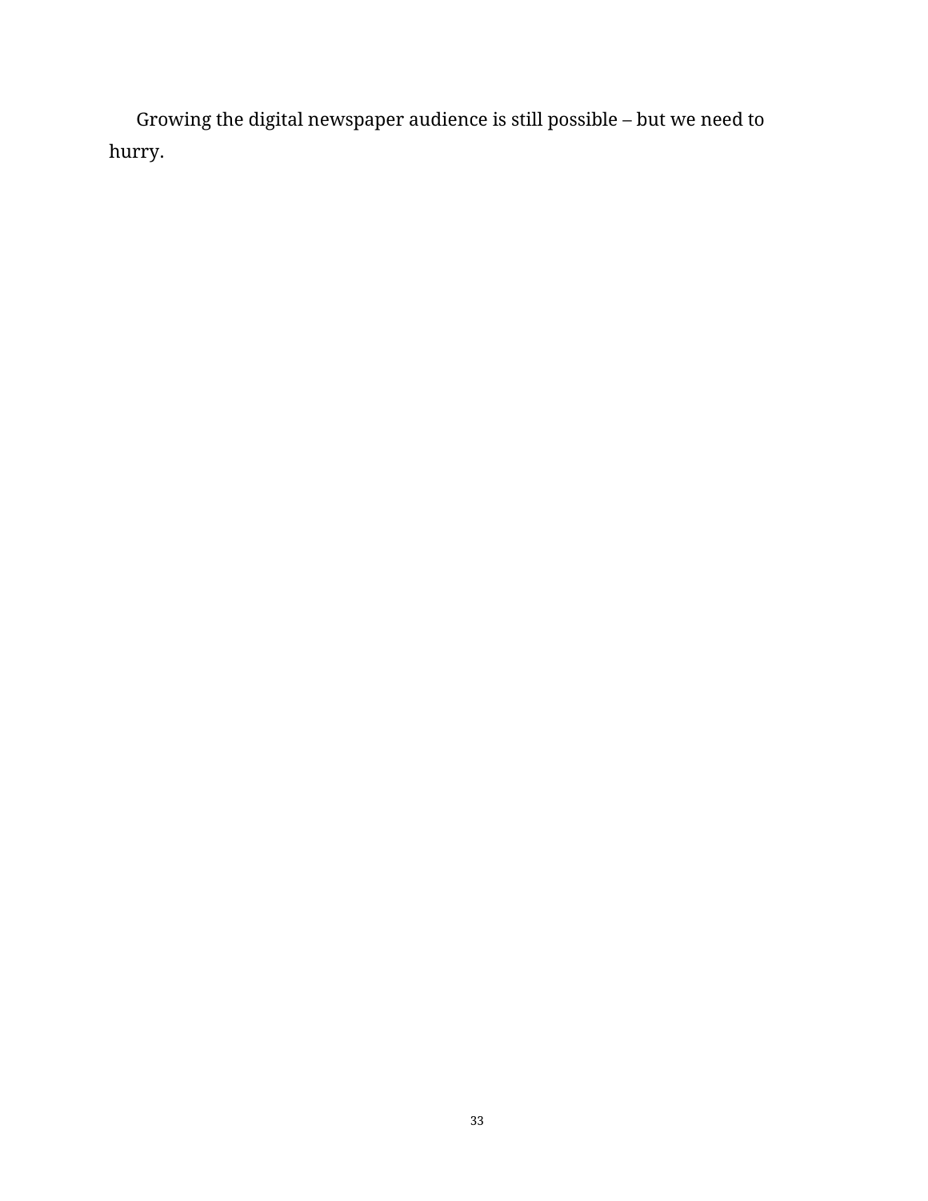Growing the digital newspaper audience is still possible – but we need to hurry.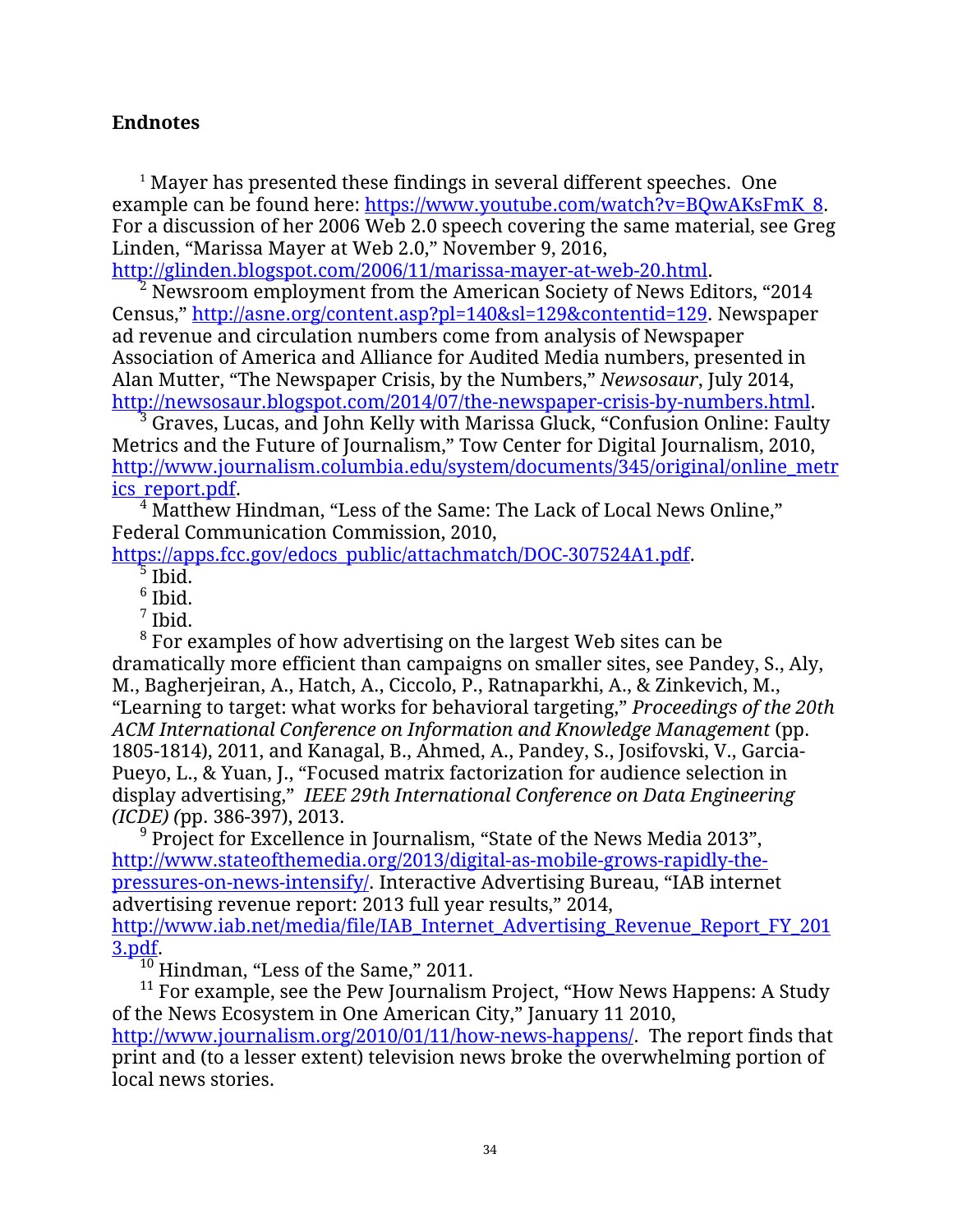**Endnotes**

[1] Mayer has presented these findings in several different speeches. One example can be found here: https://www.youtube.com/watch?v=BQwAKsFmK_8. For a discussion of her 2006 Web 2.0 speech covering the same material, see Greg Linden, "Marissa Mayer at Web 2.0," November 9, 2016, http://glinden.blogspot.com/2006/11/marissa-mayer-at-web-20.html.

[2] Newsroom employment from the American Society of News Editors, "2014 Census," http://asne.org/content.asp?pl=140&sl=129&contentid=129. Newspaper ad revenue and circulation numbers come from analysis of Newspaper Association of America and Alliance for Audited Media numbers, presented in Alan Mutter, "The Newspaper Crisis, by the Numbers," *Newsosaur*, July 2014, http://newsosaur.blogspot.com/2014/07/the-newspaper-crisis-by-numbers.html.

[3] Graves, Lucas, and John Kelly with Marissa Gluck, "Confusion Online: Faulty Metrics and the Future of Journalism," Tow Center for Digital Journalism, 2010, http://www.journalism.columbia.edu/system/documents/345/original/online_metrics_report.pdf.

[4] Matthew Hindman, "Less of the Same: The Lack of Local News Online," Federal Communication Commission, 2010, https://apps.fcc.gov/edocs_public/attachmatch/DOC-307524A1.pdf.

[5] Ibid.

[6] Ibid.

[7] Ibid.

[8] For examples of how advertising on the largest Web sites can be dramatically more efficient than campaigns on smaller sites, see Pandey, S., Aly, M., Bagherjeiran, A., Hatch, A., Ciccolo, P., Ratnaparkhi, A., & Zinkevich, M., "Learning to target: what works for behavioral targeting," *Proceedings of the 20th ACM International Conference on Information and Knowledge Management* (pp. 1805-1814), 2011, and Kanagal, B., Ahmed, A., Pandey, S., Josifovski, V., Garcia-Pueyo, L., & Yuan, J., "Focused matrix factorization for audience selection in display advertising," *IEEE 29th International Conference on Data Engineering (ICDE) (*pp. 386-397), 2013.

[9] Project for Excellence in Journalism, "State of the News Media 2013", http://www.stateofthemedia.org/2013/digital-as-mobile-grows-rapidly-the-pressures-on-news-intensify/. Interactive Advertising Bureau, "IAB internet advertising revenue report: 2013 full year results," 2014, http://www.iab.net/media/file/IAB_Internet_Advertising_Revenue_Report_FY_2013.pdf.

[10] Hindman, "Less of the Same," 2011.

[11] For example, see the Pew Journalism Project, "How News Happens: A Study of the News Ecosystem in One American City," January 11 2010, http://www.journalism.org/2010/01/11/how-news-happens/. The report finds that print and (to a lesser extent) television news broke the overwhelming portion of local news stories.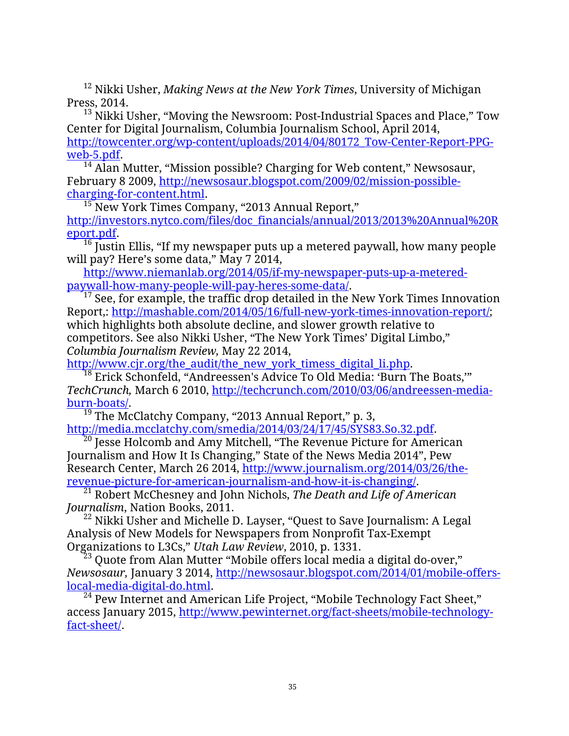[12] Nikki Usher, *Making News at the New York Times*, University of Michigan Press, 2014.

[13] Nikki Usher, "Moving the Newsroom: Post-Industrial Spaces and Place," Tow Center for Digital Journalism, Columbia Journalism School, April 2014, http://towcenter.org/wp-content/uploads/2014/04/80172_Tow-Center-Report-PPG-web-5.pdf.

[14] Alan Mutter, "Mission possible? Charging for Web content," Newsosaur, February 8 2009, http://newsosaur.blogspot.com/2009/02/mission-possible-charging-for-content.html.

[15] New York Times Company, "2013 Annual Report," http://investors.nytco.com/files/doc_financials/annual/2013/2013%20Annual%20Report.pdf.

[16] Justin Ellis, "If my newspaper puts up a metered paywall, how many people will pay? Here's some data," May 7 2014, http://www.niemanlab.org/2014/05/if-my-newspaper-puts-up-a-metered-paywall-how-many-people-will-pay-heres-some-data/.

[17] See, for example, the traffic drop detailed in the New York Times Innovation Report,: http://mashable.com/2014/05/16/full-new-york-times-innovation-report/; which highlights both absolute decline, and slower growth relative to competitors. See also Nikki Usher, "The New York Times' Digital Limbo," *Columbia Journalism Review,* May 22 2014, http://www.cjr.org/the_audit/the_new_york_timess_digital_li.php.

[18] Erick Schonfeld, "Andreessen's Advice To Old Media: 'Burn The Boats,'" *TechCrunch,* March 6 2010, http://techcrunch.com/2010/03/06/andreessen-media-burn-boats/.

[19] The McClatchy Company, "2013 Annual Report," p. 3, http://media.mcclatchy.com/smedia/2014/03/24/17/45/SYS83.So.32.pdf.

[20] Jesse Holcomb and Amy Mitchell, "The Revenue Picture for American Journalism and How It Is Changing," State of the News Media 2014", Pew Research Center, March 26 2014, http://www.journalism.org/2014/03/26/the-revenue-picture-for-american-journalism-and-how-it-is-changing/.

[21] Robert McChesney and John Nichols, *The Death and Life of American Journalism*, Nation Books, 2011.

[22] Nikki Usher and Michelle D. Layser, "Quest to Save Journalism: A Legal Analysis of New Models for Newspapers from Nonprofit Tax-Exempt Organizations to L3Cs," *Utah Law Review*, 2010, p. 1331.

[23] Quote from Alan Mutter "Mobile offers local media a digital do-over," *Newsosaur,* January 3 2014, http://newsosaur.blogspot.com/2014/01/mobile-offers-local-media-digital-do.html.

[24] Pew Internet and American Life Project, "Mobile Technology Fact Sheet," access January 2015, http://www.pewinternet.org/fact-sheets/mobile-technology-fact-sheet/.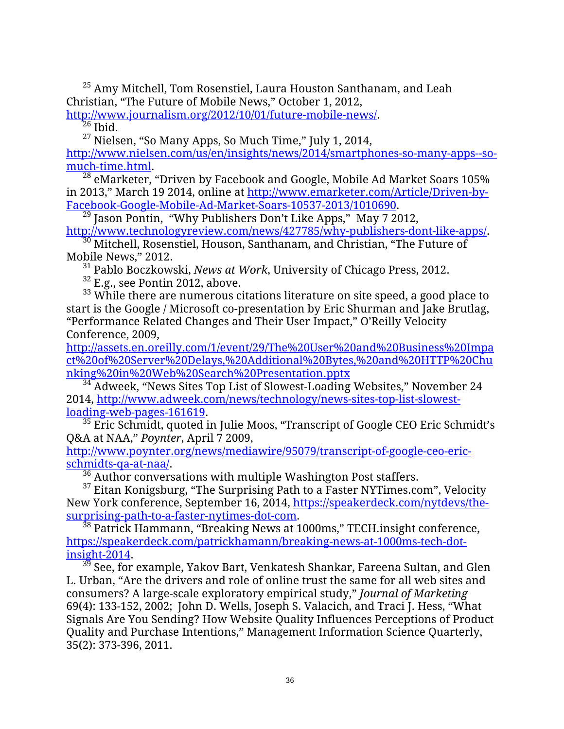[25] Amy Mitchell, Tom Rosenstiel, Laura Houston Santhanam, and Leah Christian, "The Future of Mobile News," October 1, 2012, http://www.journalism.org/2012/10/01/future-mobile-news/.

[26] Ibid.

[27] Nielsen, "So Many Apps, So Much Time," July 1, 2014, http://www.nielsen.com/us/en/insights/news/2014/smartphones-so-many-apps--so-much-time.html.

[28] eMarketer, "Driven by Facebook and Google, Mobile Ad Market Soars 105% in 2013," March 19 2014, online at http://www.emarketer.com/Article/Driven-by-Facebook-Google-Mobile-Ad-Market-Soars-10537-2013/1010690.

[29] Jason Pontin, "Why Publishers Don't Like Apps," May 7 2012, http://www.technologyreview.com/news/427785/why-publishers-dont-like-apps/.

[30] Mitchell, Rosenstiel, Houson, Santhanam, and Christian, "The Future of Mobile News," 2012.

[31] Pablo Boczkowski, *News at Work*, University of Chicago Press, 2012.

[32] E.g., see Pontin 2012, above.

[33] While there are numerous citations literature on site speed, a good place to start is the Google / Microsoft co-presentation by Eric Shurman and Jake Brutlag, "Performance Related Changes and Their User Impact," O'Reilly Velocity Conference, 2009, http://assets.en.oreilly.com/1/event/29/The%20User%20and%20Business%20Impact%20of%20Server%20Delays,%20Additional%20Bytes,%20and%20HTTP%20Chunking%20in%20Web%20Search%20Presentation.pptx

[34] Adweek, "News Sites Top List of Slowest-Loading Websites," November 24 2014, http://www.adweek.com/news/technology/news-sites-top-list-slowest-loading-web-pages-161619.

[35] Eric Schmidt, quoted in Julie Moos, "Transcript of Google CEO Eric Schmidt's Q&A at NAA," *Poynter*, April 7 2009, http://www.poynter.org/news/mediawire/95079/transcript-of-google-ceo-eric-schmidts-qa-at-naa/.

[36] Author conversations with multiple Washington Post staffers.

[37] Eitan Konigsburg, "The Surprising Path to a Faster NYTimes.com", Velocity New York conference, September 16, 2014, https://speakerdeck.com/nytdevs/the-surprising-path-to-a-faster-nytimes-dot-com.

[38] Patrick Hammann, "Breaking News at 1000ms," TECH.insight conference, https://speakerdeck.com/patrickhamann/breaking-news-at-1000ms-tech-dot-insight-2014.

[39] See, for example, Yakov Bart, Venkatesh Shankar, Fareena Sultan, and Glen L. Urban, "Are the drivers and role of online trust the same for all web sites and consumers? A large-scale exploratory empirical study," *Journal of Marketing* 69(4): 133-152, 2002; John D. Wells, Joseph S. Valacich, and Traci J. Hess, "What Signals Are You Sending? How Website Quality Influences Perceptions of Product Quality and Purchase Intentions," Management Information Science Quarterly, 35(2): 373-396, 2011.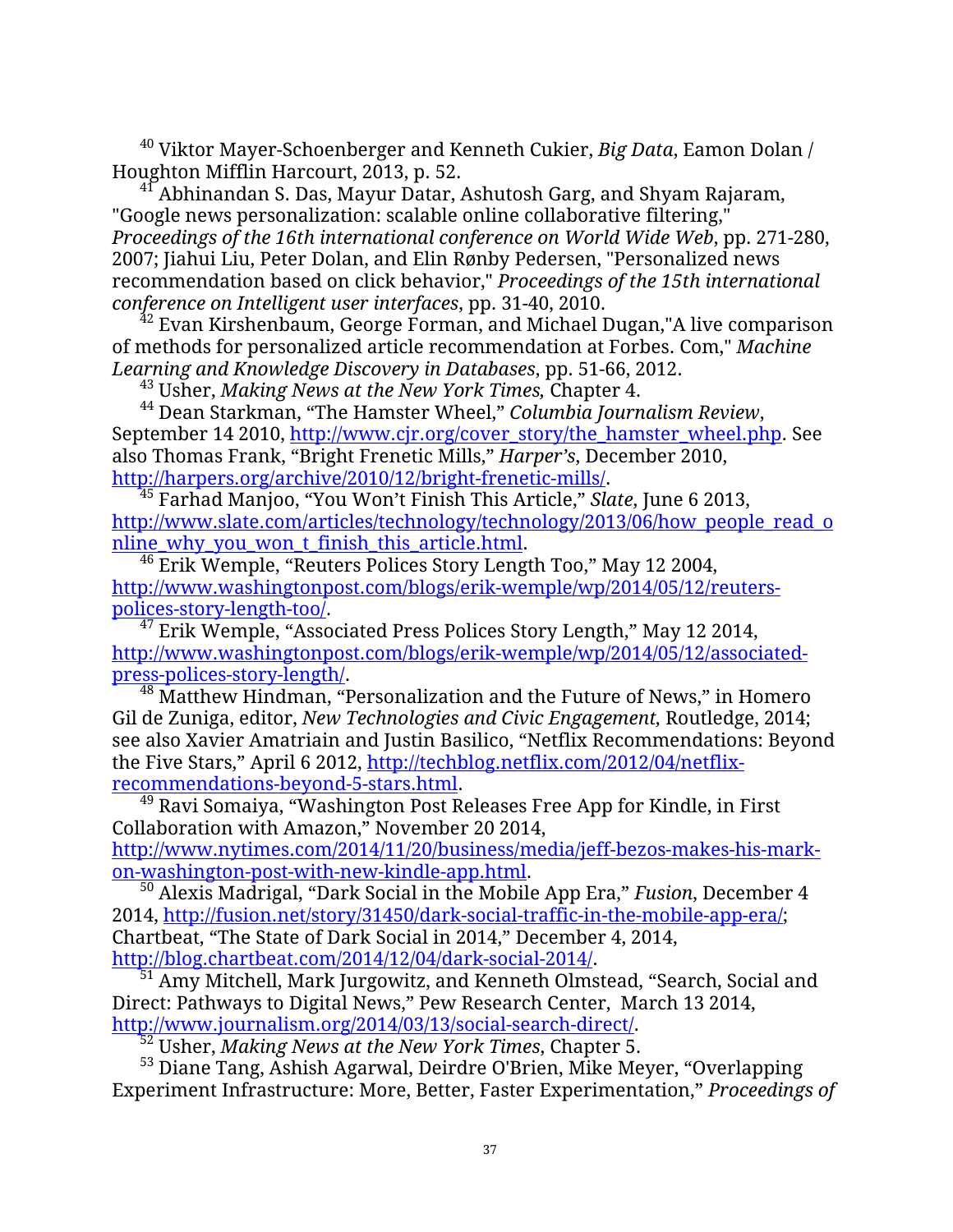[40] Viktor Mayer-Schoenberger and Kenneth Cukier, *Big Data*, Eamon Dolan / Houghton Mifflin Harcourt, 2013, p. 52.

[41] Abhinandan S. Das, Mayur Datar, Ashutosh Garg, and Shyam Rajaram, "Google news personalization: scalable online collaborative filtering," *Proceedings of the 16th international conference on World Wide Web*, pp. 271-280, 2007; Jiahui Liu, Peter Dolan, and Elin Rønby Pedersen, "Personalized news recommendation based on click behavior," *Proceedings of the 15th international conference on Intelligent user interfaces*, pp. 31-40, 2010.

[42] Evan Kirshenbaum, George Forman, and Michael Dugan,"A live comparison of methods for personalized article recommendation at Forbes. Com," *Machine Learning and Knowledge Discovery in Databases*, pp. 51-66, 2012.

[43] Usher, *Making News at the New York Times,* Chapter 4.

[44] Dean Starkman, "The Hamster Wheel," *Columbia Journalism Review*, September 14 2010, http://www.cjr.org/cover_story/the_hamster_wheel.php. See also Thomas Frank, "Bright Frenetic Mills," *Harper's*, December 2010, http://harpers.org/archive/2010/12/bright-frenetic-mills/.

[45] Farhad Manjoo, "You Won't Finish This Article," *Slate*, June 6 2013, http://www.slate.com/articles/technology/technology/2013/06/how_people_read_online_why_you_won_t_finish_this_article.html.

[46] Erik Wemple, "Reuters Polices Story Length Too," May 12 2004, http://www.washingtonpost.com/blogs/erik-wemple/wp/2014/05/12/reuters-polices-story-length-too/.

[47] Erik Wemple, "Associated Press Polices Story Length," May 12 2014, http://www.washingtonpost.com/blogs/erik-wemple/wp/2014/05/12/associated-press-polices-story-length/.

[48] Matthew Hindman, "Personalization and the Future of News," in Homero Gil de Zuniga, editor, *New Technologies and Civic Engagement,* Routledge, 2014; see also Xavier Amatriain and Justin Basilico, "Netflix Recommendations: Beyond the Five Stars," April 6 2012, http://techblog.netflix.com/2012/04/netflix-recommendations-beyond-5-stars.html.

[49] Ravi Somaiya, "Washington Post Releases Free App for Kindle, in First Collaboration with Amazon," November 20 2014, http://www.nytimes.com/2014/11/20/business/media/jeff-bezos-makes-his-mark-on-washington-post-with-new-kindle-app.html.

[50] Alexis Madrigal, "Dark Social in the Mobile App Era," *Fusion*, December 4 2014, http://fusion.net/story/31450/dark-social-traffic-in-the-mobile-app-era/; Chartbeat, "The State of Dark Social in 2014," December 4, 2014, http://blog.chartbeat.com/2014/12/04/dark-social-2014/.

[51] Amy Mitchell, Mark Jurgowitz, and Kenneth Olmstead, "Search, Social and Direct: Pathways to Digital News," Pew Research Center, March 13 2014, http://www.journalism.org/2014/03/13/social-search-direct/.

[52] Usher, *Making News at the New York Times*, Chapter 5.

[53] Diane Tang, Ashish Agarwal, Deirdre O'Brien, Mike Meyer, "Overlapping Experiment Infrastructure: More, Better, Faster Experimentation," *Proceedings of*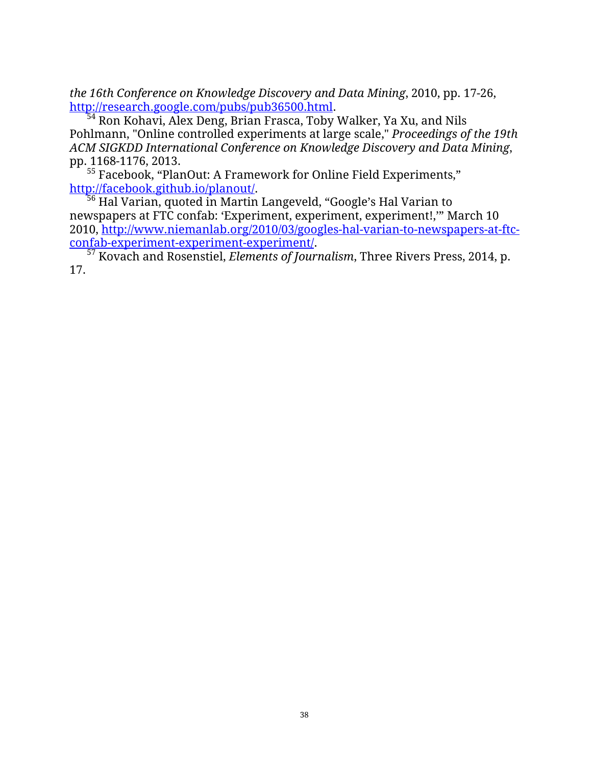*the 16th Conference on Knowledge Discovery and Data Mining*, 2010, pp. 17-26, http://research.google.com/pubs/pub36500.html.

[54] Ron Kohavi, Alex Deng, Brian Frasca, Toby Walker, Ya Xu, and Nils Pohlmann, "Online controlled experiments at large scale," *Proceedings of the 19th ACM SIGKDD International Conference on Knowledge Discovery and Data Mining*, pp. 1168-1176, 2013.

[55] Facebook, "PlanOut: A Framework for Online Field Experiments," http://facebook.github.io/planout/.

[56] Hal Varian, quoted in Martin Langeveld, "Google's Hal Varian to newspapers at FTC confab: 'Experiment, experiment, experiment!,'" March 10 2010, http://www.niemanlab.org/2010/03/googles-hal-varian-to-newspapers-at-ftc-confab-experiment-experiment-experiment/.

[57] Kovach and Rosenstiel, *Elements of Journalism*, Three Rivers Press, 2014, p. 17.